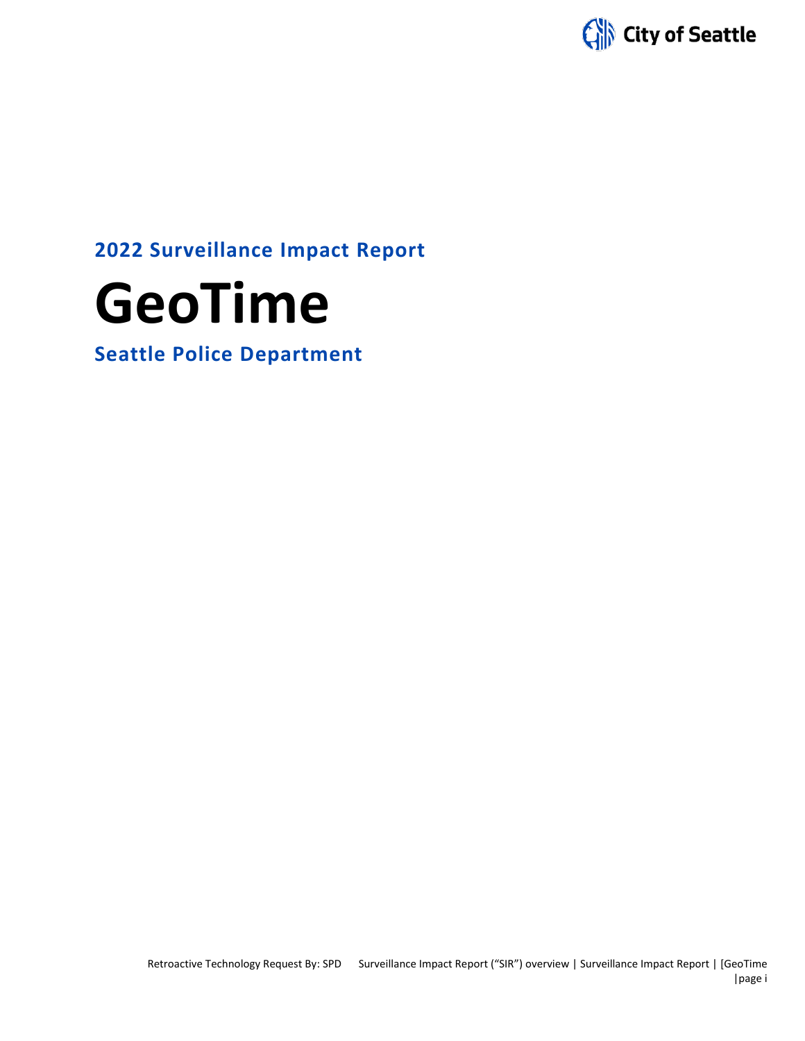City of Seattle

## 2022 Surveillance Impact Report

# GeoTime

## Seattle Police Department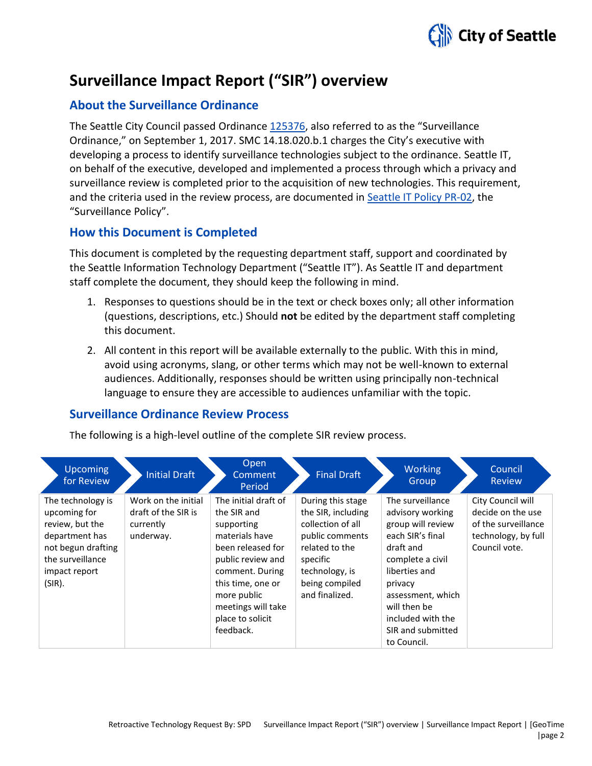# Surveillance Impact Report ("SIR") overview

## About the Surveillance Ordinance

The Seattle City Council passed Ordinance 125376, also referred to as the "Surveillance Ordinance," on September 1, 2017. SMC 14.18.020.b.1 charges the City's executive with developing a process to identify surveillance technologies subject to the ordinance. Seattle IT, on behalf of the executive, developed and implemented a process through which a privacy and surveillance review is completed prior to the acquisition of new technologies. This requirement, and the criteria used in the review process, are documented in Seattle IT Policy PR-02, the "Surveillance Policy".

## How this Document is Completed

This document is completed by the requesting department staff, support and coordinated by the Seattle Information Technology Department ("Seattle IT"). As Seattle IT and department staff complete the document, they should keep the following in mind.

1. Responses to questions should be in the text or check boxes only; all other information (questions, descriptions, etc.) Should **not** be edited by the department staff completing this document.
2. All content in this report will be available externally to the public. With this in mind, avoid using acronyms, slang, or other terms which may not be well-known to external audiences. Additionally, responses should be written using principally non-technical language to ensure they are accessible to audiences unfamiliar with the topic.

## Surveillance Ordinance Review Process

The following is a high-level outline of the complete SIR review process.

| Upcoming for Review | Initial Draft | Open Comment Period | Final Draft | Working Group | Council Review |
|---|---|---|---|---|---|
| The technology is upcoming for review, but the department has not begun drafting the surveillance impact report (SIR). | Work on the initial draft of the SIR is currently underway. | The initial draft of the SIR and supporting materials have been released for public review and comment. During this time, one or more public meetings will take place to solicit feedback. | During this stage the SIR, including collection of all public comments related to the specific technology, is being compiled and finalized. | The surveillance advisory working group will review each SIR's final draft and complete a civil liberties and privacy assessment, which will then be included with the SIR and submitted to Council. | City Council will decide on the use of the surveillance technology, by full Council vote. |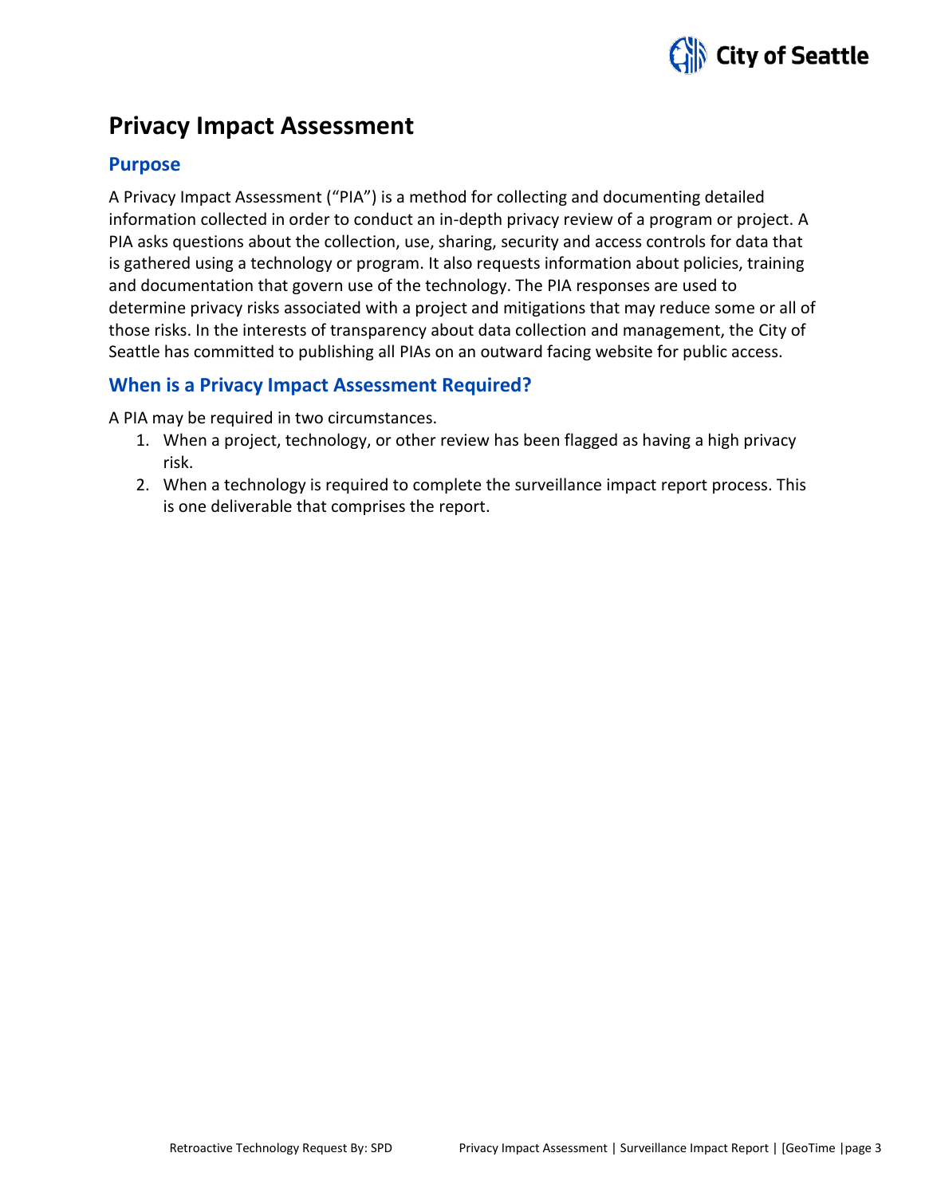# Privacy Impact Assessment

## Purpose

A Privacy Impact Assessment ("PIA") is a method for collecting and documenting detailed information collected in order to conduct an in-depth privacy review of a program or project. A PIA asks questions about the collection, use, sharing, security and access controls for data that is gathered using a technology or program. It also requests information about policies, training and documentation that govern use of the technology. The PIA responses are used to determine privacy risks associated with a project and mitigations that may reduce some or all of those risks. In the interests of transparency about data collection and management, the City of Seattle has committed to publishing all PIAs on an outward facing website for public access.

## When is a Privacy Impact Assessment Required?

A PIA may be required in two circumstances.

1. When a project, technology, or other review has been flagged as having a high privacy risk.
2. When a technology is required to complete the surveillance impact report process. This is one deliverable that comprises the report.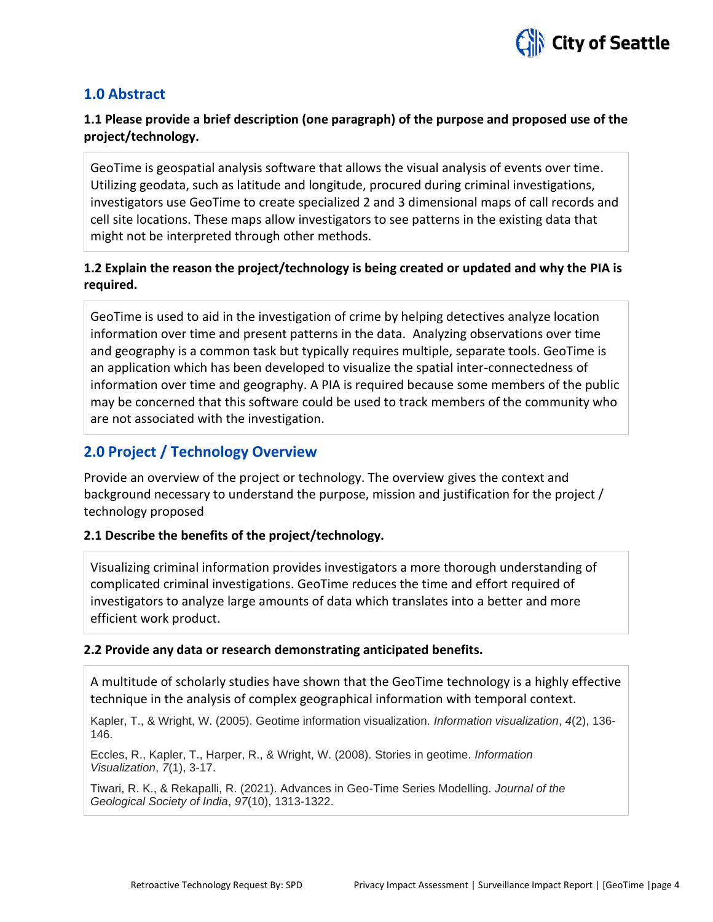## 1.0 Abstract

### 1.1 Please provide a brief description (one paragraph) of the purpose and proposed use of the project/technology.

GeoTime is geospatial analysis software that allows the visual analysis of events over time. Utilizing geodata, such as latitude and longitude, procured during criminal investigations, investigators use GeoTime to create specialized 2 and 3 dimensional maps of call records and cell site locations. These maps allow investigators to see patterns in the existing data that might not be interpreted through other methods.

### 1.2 Explain the reason the project/technology is being created or updated and why the PIA is required.

GeoTime is used to aid in the investigation of crime by helping detectives analyze location information over time and present patterns in the data. Analyzing observations over time and geography is a common task but typically requires multiple, separate tools. GeoTime is an application which has been developed to visualize the spatial inter-connectedness of information over time and geography. A PIA is required because some members of the public may be concerned that this software could be used to track members of the community who are not associated with the investigation.

## 2.0 Project / Technology Overview

Provide an overview of the project or technology. The overview gives the context and background necessary to understand the purpose, mission and justification for the project / technology proposed

### 2.1 Describe the benefits of the project/technology.

Visualizing criminal information provides investigators a more thorough understanding of complicated criminal investigations. GeoTime reduces the time and effort required of investigators to analyze large amounts of data which translates into a better and more efficient work product.

### 2.2 Provide any data or research demonstrating anticipated benefits.

A multitude of scholarly studies have shown that the GeoTime technology is a highly effective technique in the analysis of complex geographical information with temporal context.

Kapler, T., & Wright, W. (2005). Geotime information visualization. *Information visualization*, *4*(2), 136-146.

Eccles, R., Kapler, T., Harper, R., & Wright, W. (2008). Stories in geotime. *Information Visualization*, *7*(1), 3-17.

Tiwari, R. K., & Rekapalli, R. (2021). Advances in Geo-Time Series Modelling. *Journal of the Geological Society of India*, *97*(10), 1313-1322.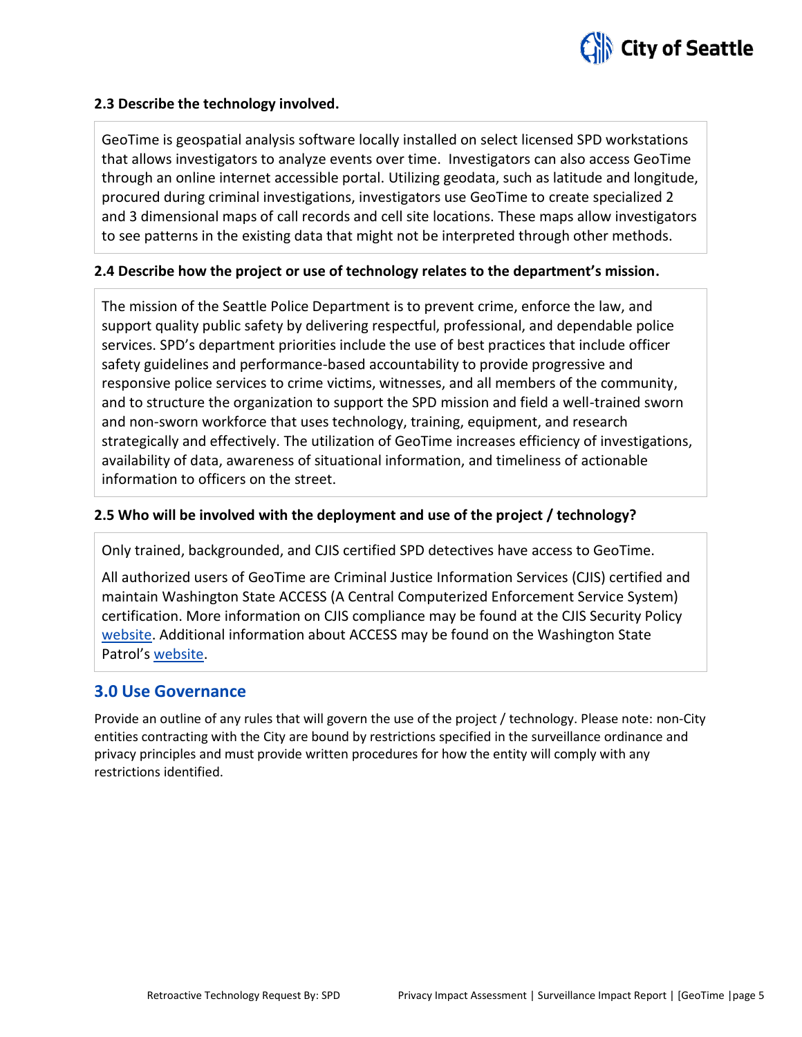### 2.3 Describe the technology involved.

GeoTime is geospatial analysis software locally installed on select licensed SPD workstations that allows investigators to analyze events over time. Investigators can also access GeoTime through an online internet accessible portal. Utilizing geodata, such as latitude and longitude, procured during criminal investigations, investigators use GeoTime to create specialized 2 and 3 dimensional maps of call records and cell site locations. These maps allow investigators to see patterns in the existing data that might not be interpreted through other methods.

### 2.4 Describe how the project or use of technology relates to the department's mission.

The mission of the Seattle Police Department is to prevent crime, enforce the law, and support quality public safety by delivering respectful, professional, and dependable police services. SPD's department priorities include the use of best practices that include officer safety guidelines and performance-based accountability to provide progressive and responsive police services to crime victims, witnesses, and all members of the community, and to structure the organization to support the SPD mission and field a well-trained sworn and non-sworn workforce that uses technology, training, equipment, and research strategically and effectively. The utilization of GeoTime increases efficiency of investigations, availability of data, awareness of situational information, and timeliness of actionable information to officers on the street.

### 2.5 Who will be involved with the deployment and use of the project / technology?

Only trained, backgrounded, and CJIS certified SPD detectives have access to GeoTime.

All authorized users of GeoTime are Criminal Justice Information Services (CJIS) certified and maintain Washington State ACCESS (A Central Computerized Enforcement Service System) certification. More information on CJIS compliance may be found at the CJIS Security Policy website. Additional information about ACCESS may be found on the Washington State Patrol's website.

## 3.0 Use Governance

Provide an outline of any rules that will govern the use of the project / technology. Please note: non-City entities contracting with the City are bound by restrictions specified in the surveillance ordinance and privacy principles and must provide written procedures for how the entity will comply with any restrictions identified.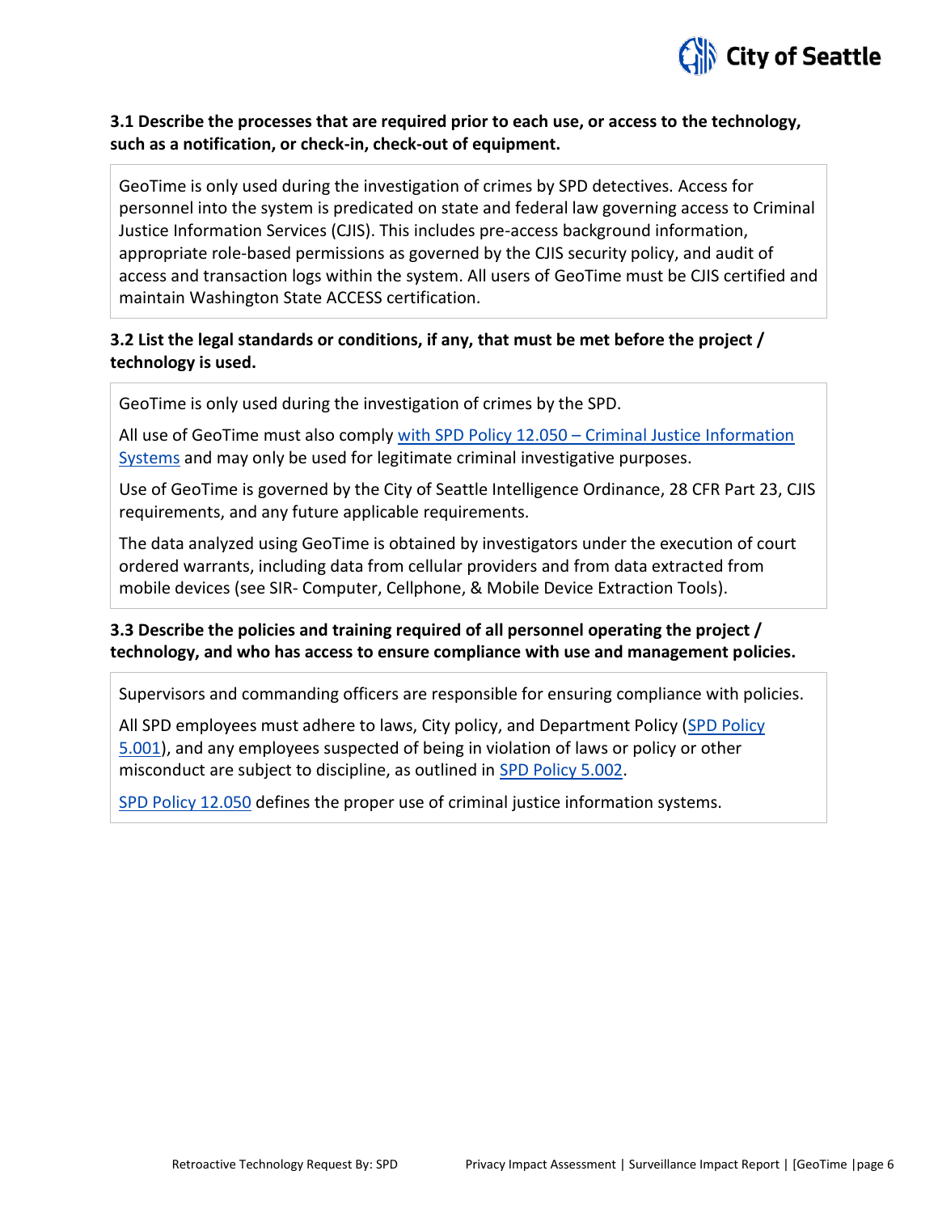**3.1 Describe the processes that are required prior to each use, or access to the technology, such as a notification, or check-in, check-out of equipment.**

GeoTime is only used during the investigation of crimes by SPD detectives. Access for personnel into the system is predicated on state and federal law governing access to Criminal Justice Information Services (CJIS). This includes pre-access background information, appropriate role-based permissions as governed by the CJIS security policy, and audit of access and transaction logs within the system. All users of GeoTime must be CJIS certified and maintain Washington State ACCESS certification.

**3.2 List the legal standards or conditions, if any, that must be met before the project / technology is used.**

GeoTime is only used during the investigation of crimes by the SPD.

All use of GeoTime must also comply with SPD Policy 12.050 – Criminal Justice Information Systems and may only be used for legitimate criminal investigative purposes.

Use of GeoTime is governed by the City of Seattle Intelligence Ordinance, 28 CFR Part 23, CJIS requirements, and any future applicable requirements.

The data analyzed using GeoTime is obtained by investigators under the execution of court ordered warrants, including data from cellular providers and from data extracted from mobile devices (see SIR- Computer, Cellphone, & Mobile Device Extraction Tools).

**3.3 Describe the policies and training required of all personnel operating the project / technology, and who has access to ensure compliance with use and management policies.**

Supervisors and commanding officers are responsible for ensuring compliance with policies.

All SPD employees must adhere to laws, City policy, and Department Policy (SPD Policy 5.001), and any employees suspected of being in violation of laws or policy or other misconduct are subject to discipline, as outlined in SPD Policy 5.002.

SPD Policy 12.050 defines the proper use of criminal justice information systems.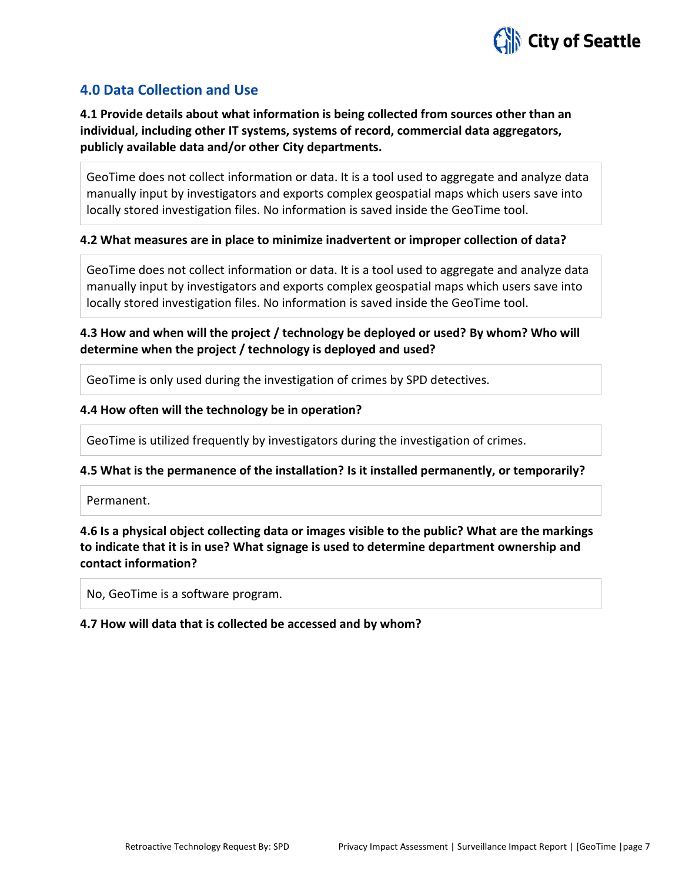## 4.0 Data Collection and Use

**4.1 Provide details about what information is being collected from sources other than an individual, including other IT systems, systems of record, commercial data aggregators, publicly available data and/or other City departments.**

GeoTime does not collect information or data. It is a tool used to aggregate and analyze data manually input by investigators and exports complex geospatial maps which users save into locally stored investigation files. No information is saved inside the GeoTime tool.

**4.2 What measures are in place to minimize inadvertent or improper collection of data?**

GeoTime does not collect information or data. It is a tool used to aggregate and analyze data manually input by investigators and exports complex geospatial maps which users save into locally stored investigation files. No information is saved inside the GeoTime tool.

**4.3 How and when will the project / technology be deployed or used? By whom? Who will determine when the project / technology is deployed and used?**

GeoTime is only used during the investigation of crimes by SPD detectives.

**4.4 How often will the technology be in operation?**

GeoTime is utilized frequently by investigators during the investigation of crimes.

**4.5 What is the permanence of the installation? Is it installed permanently, or temporarily?**

Permanent.

**4.6 Is a physical object collecting data or images visible to the public? What are the markings to indicate that it is in use? What signage is used to determine department ownership and contact information?**

No, GeoTime is a software program.

**4.7 How will data that is collected be accessed and by whom?**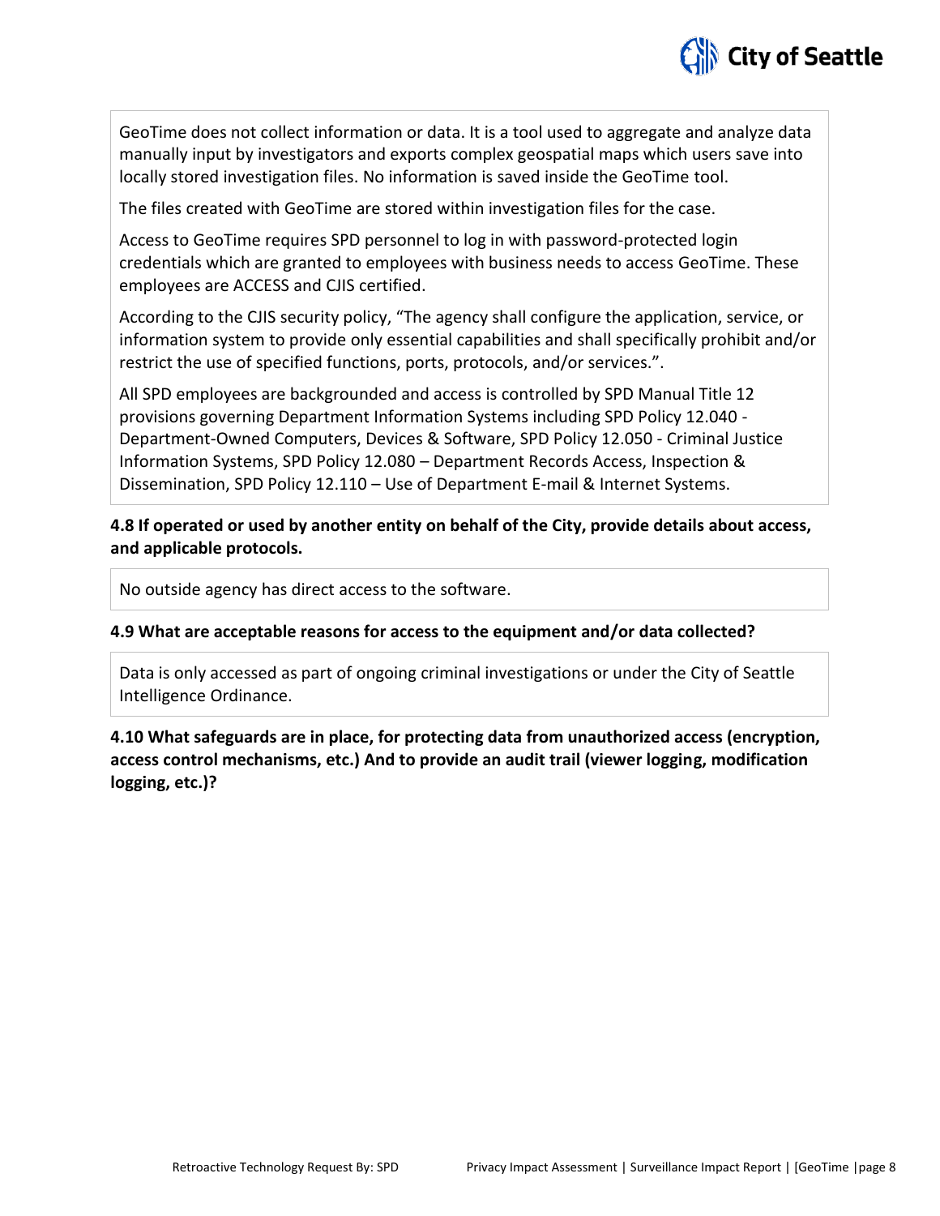GeoTime does not collect information or data. It is a tool used to aggregate and analyze data manually input by investigators and exports complex geospatial maps which users save into locally stored investigation files. No information is saved inside the GeoTime tool.

The files created with GeoTime are stored within investigation files for the case.

Access to GeoTime requires SPD personnel to log in with password-protected login credentials which are granted to employees with business needs to access GeoTime. These employees are ACCESS and CJIS certified.

According to the CJIS security policy, "The agency shall configure the application, service, or information system to provide only essential capabilities and shall specifically prohibit and/or restrict the use of specified functions, ports, protocols, and/or services.".

All SPD employees are backgrounded and access is controlled by SPD Manual Title 12 provisions governing Department Information Systems including SPD Policy 12.040 - Department-Owned Computers, Devices & Software, SPD Policy 12.050 - Criminal Justice Information Systems, SPD Policy 12.080 – Department Records Access, Inspection & Dissemination, SPD Policy 12.110 – Use of Department E-mail & Internet Systems.

**4.8 If operated or used by another entity on behalf of the City, provide details about access, and applicable protocols.**

No outside agency has direct access to the software.

**4.9 What are acceptable reasons for access to the equipment and/or data collected?**

Data is only accessed as part of ongoing criminal investigations or under the City of Seattle Intelligence Ordinance.

**4.10 What safeguards are in place, for protecting data from unauthorized access (encryption, access control mechanisms, etc.) And to provide an audit trail (viewer logging, modification logging, etc.)?**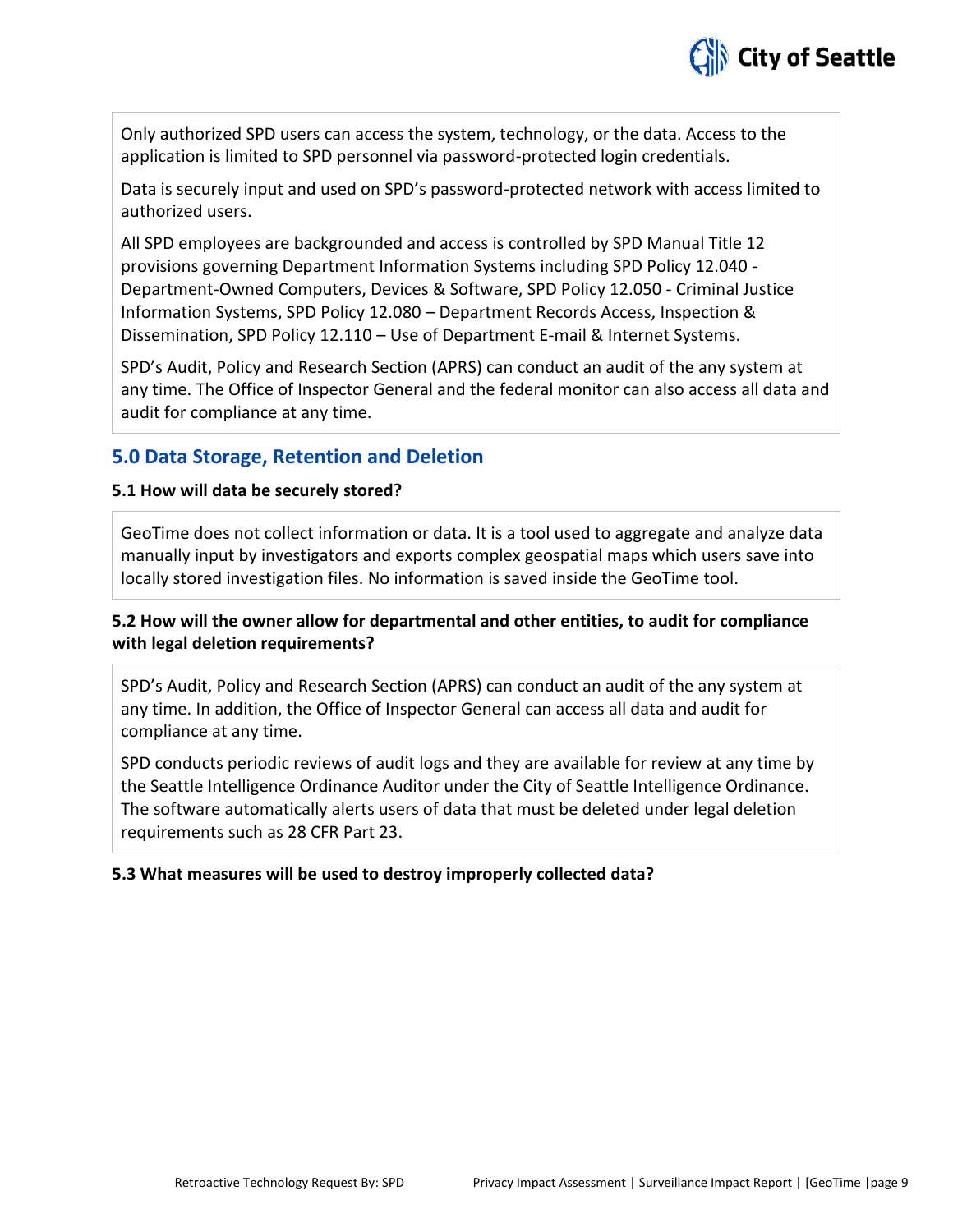Only authorized SPD users can access the system, technology, or the data. Access to the application is limited to SPD personnel via password-protected login credentials.

Data is securely input and used on SPD's password-protected network with access limited to authorized users.

All SPD employees are backgrounded and access is controlled by SPD Manual Title 12 provisions governing Department Information Systems including SPD Policy 12.040 - Department-Owned Computers, Devices & Software, SPD Policy 12.050 - Criminal Justice Information Systems, SPD Policy 12.080 – Department Records Access, Inspection & Dissemination, SPD Policy 12.110 – Use of Department E-mail & Internet Systems.

SPD's Audit, Policy and Research Section (APRS) can conduct an audit of the any system at any time. The Office of Inspector General and the federal monitor can also access all data and audit for compliance at any time.

## 5.0 Data Storage, Retention and Deletion

**5.1 How will data be securely stored?**

GeoTime does not collect information or data. It is a tool used to aggregate and analyze data manually input by investigators and exports complex geospatial maps which users save into locally stored investigation files. No information is saved inside the GeoTime tool.

**5.2 How will the owner allow for departmental and other entities, to audit for compliance with legal deletion requirements?**

SPD's Audit, Policy and Research Section (APRS) can conduct an audit of the any system at any time. In addition, the Office of Inspector General can access all data and audit for compliance at any time.

SPD conducts periodic reviews of audit logs and they are available for review at any time by the Seattle Intelligence Ordinance Auditor under the City of Seattle Intelligence Ordinance. The software automatically alerts users of data that must be deleted under legal deletion requirements such as 28 CFR Part 23.

**5.3 What measures will be used to destroy improperly collected data?**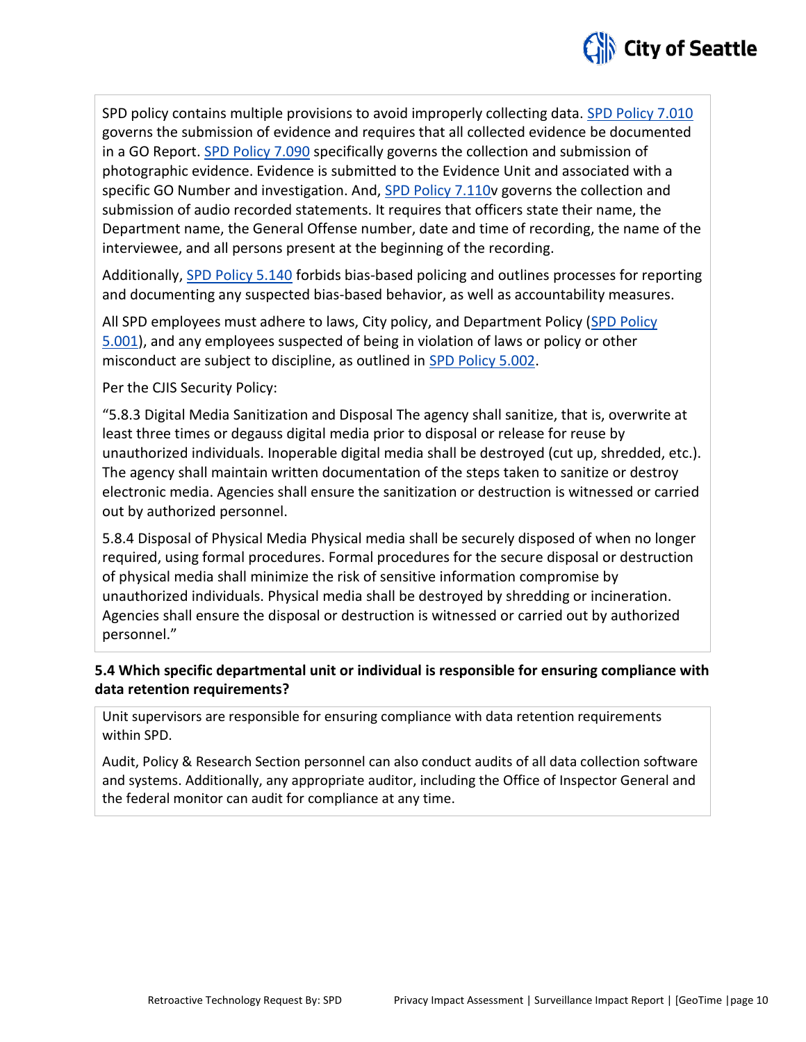SPD policy contains multiple provisions to avoid improperly collecting data. SPD Policy 7.010 governs the submission of evidence and requires that all collected evidence be documented in a GO Report. SPD Policy 7.090 specifically governs the collection and submission of photographic evidence. Evidence is submitted to the Evidence Unit and associated with a specific GO Number and investigation. And, SPD Policy 7.110v governs the collection and submission of audio recorded statements. It requires that officers state their name, the Department name, the General Offense number, date and time of recording, the name of the interviewee, and all persons present at the beginning of the recording.

Additionally, SPD Policy 5.140 forbids bias-based policing and outlines processes for reporting and documenting any suspected bias-based behavior, as well as accountability measures.

All SPD employees must adhere to laws, City policy, and Department Policy (SPD Policy 5.001), and any employees suspected of being in violation of laws or policy or other misconduct are subject to discipline, as outlined in SPD Policy 5.002.

Per the CJIS Security Policy:

"5.8.3 Digital Media Sanitization and Disposal The agency shall sanitize, that is, overwrite at least three times or degauss digital media prior to disposal or release for reuse by unauthorized individuals. Inoperable digital media shall be destroyed (cut up, shredded, etc.). The agency shall maintain written documentation of the steps taken to sanitize or destroy electronic media. Agencies shall ensure the sanitization or destruction is witnessed or carried out by authorized personnel.

5.8.4 Disposal of Physical Media Physical media shall be securely disposed of when no longer required, using formal procedures. Formal procedures for the secure disposal or destruction of physical media shall minimize the risk of sensitive information compromise by unauthorized individuals. Physical media shall be destroyed by shredding or incineration. Agencies shall ensure the disposal or destruction is witnessed or carried out by authorized personnel."

**5.4 Which specific departmental unit or individual is responsible for ensuring compliance with data retention requirements?**

Unit supervisors are responsible for ensuring compliance with data retention requirements within SPD.

Audit, Policy & Research Section personnel can also conduct audits of all data collection software and systems. Additionally, any appropriate auditor, including the Office of Inspector General and the federal monitor can audit for compliance at any time.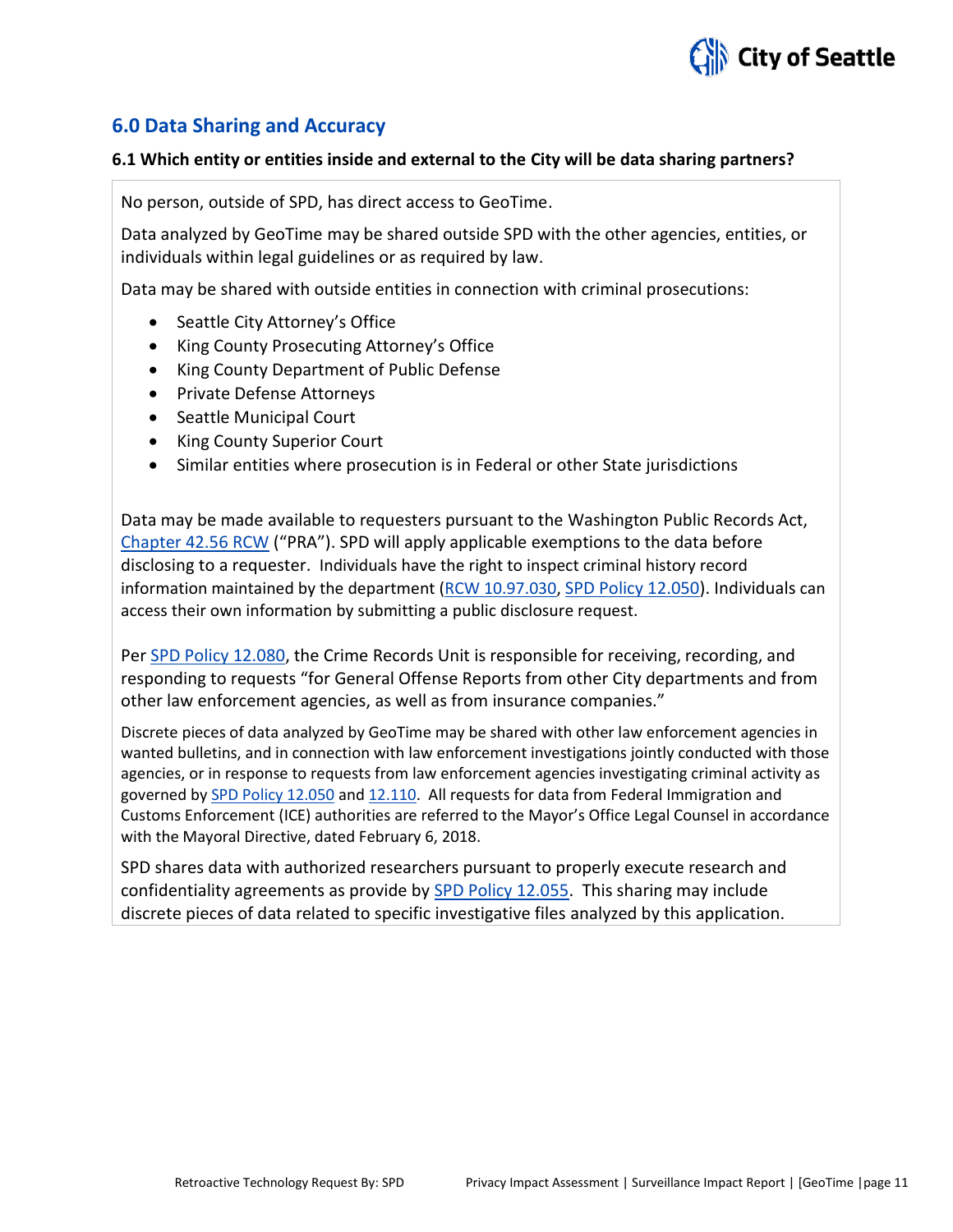## 6.0 Data Sharing and Accuracy

**6.1 Which entity or entities inside and external to the City will be data sharing partners?**

No person, outside of SPD, has direct access to GeoTime.

Data analyzed by GeoTime may be shared outside SPD with the other agencies, entities, or individuals within legal guidelines or as required by law.

Data may be shared with outside entities in connection with criminal prosecutions:

- Seattle City Attorney's Office
- King County Prosecuting Attorney's Office
- King County Department of Public Defense
- Private Defense Attorneys
- Seattle Municipal Court
- King County Superior Court
- Similar entities where prosecution is in Federal or other State jurisdictions

Data may be made available to requesters pursuant to the Washington Public Records Act, Chapter 42.56 RCW ("PRA"). SPD will apply applicable exemptions to the data before disclosing to a requester. Individuals have the right to inspect criminal history record information maintained by the department (RCW 10.97.030, SPD Policy 12.050). Individuals can access their own information by submitting a public disclosure request.

Per SPD Policy 12.080, the Crime Records Unit is responsible for receiving, recording, and responding to requests "for General Offense Reports from other City departments and from other law enforcement agencies, as well as from insurance companies."

Discrete pieces of data analyzed by GeoTime may be shared with other law enforcement agencies in wanted bulletins, and in connection with law enforcement investigations jointly conducted with those agencies, or in response to requests from law enforcement agencies investigating criminal activity as governed by SPD Policy 12.050 and 12.110. All requests for data from Federal Immigration and Customs Enforcement (ICE) authorities are referred to the Mayor's Office Legal Counsel in accordance with the Mayoral Directive, dated February 6, 2018.

SPD shares data with authorized researchers pursuant to properly execute research and confidentiality agreements as provide by SPD Policy 12.055. This sharing may include discrete pieces of data related to specific investigative files analyzed by this application.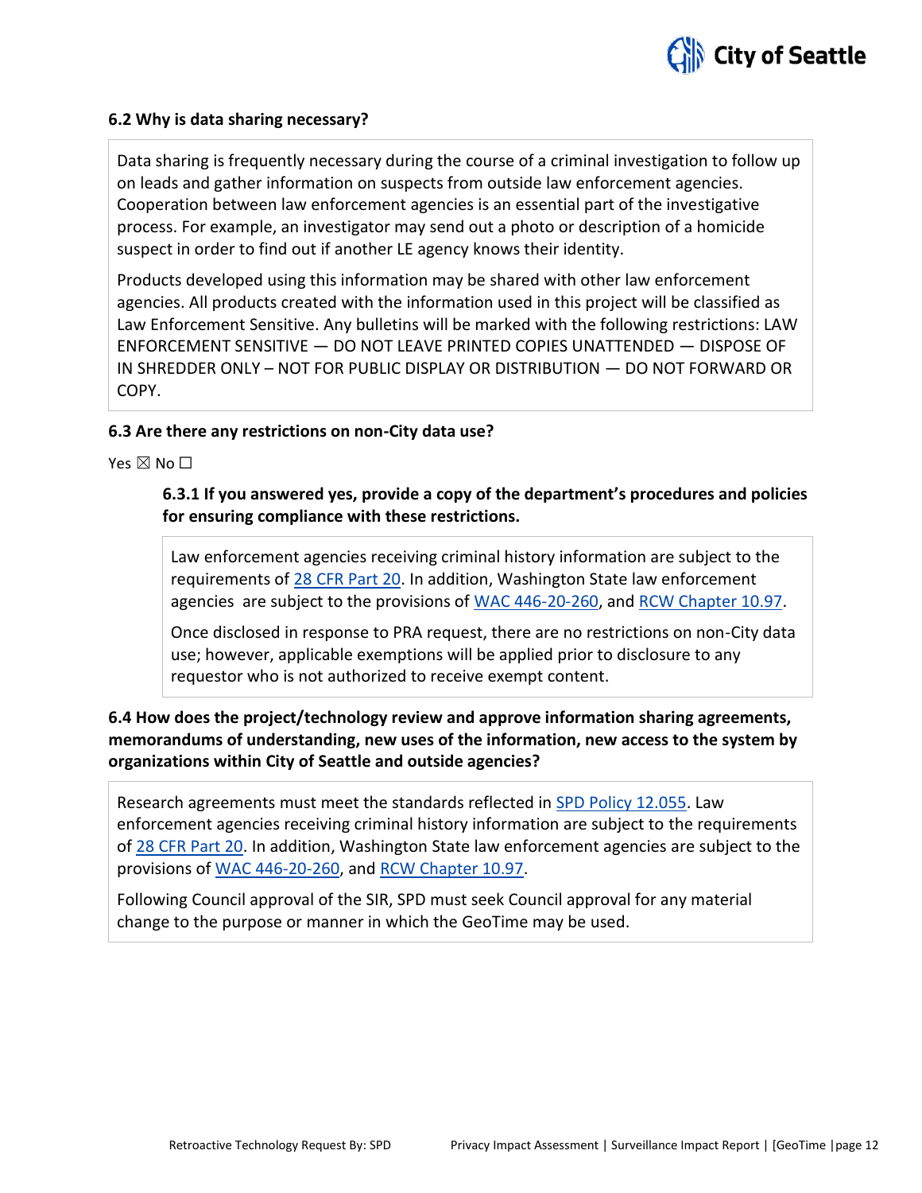### 6.2 Why is data sharing necessary?

Data sharing is frequently necessary during the course of a criminal investigation to follow up on leads and gather information on suspects from outside law enforcement agencies. Cooperation between law enforcement agencies is an essential part of the investigative process. For example, an investigator may send out a photo or description of a homicide suspect in order to find out if another LE agency knows their identity.

Products developed using this information may be shared with other law enforcement agencies. All products created with the information used in this project will be classified as Law Enforcement Sensitive. Any bulletins will be marked with the following restrictions: LAW ENFORCEMENT SENSITIVE — DO NOT LEAVE PRINTED COPIES UNATTENDED — DISPOSE OF IN SHREDDER ONLY – NOT FOR PUBLIC DISPLAY OR DISTRIBUTION — DO NOT FORWARD OR COPY.

### 6.3 Are there any restrictions on non-City data use?

Yes ☒ No ☐

#### 6.3.1 If you answered yes, provide a copy of the department's procedures and policies for ensuring compliance with these restrictions.

Law enforcement agencies receiving criminal history information are subject to the requirements of 28 CFR Part 20. In addition, Washington State law enforcement agencies are subject to the provisions of WAC 446-20-260, and RCW Chapter 10.97.

Once disclosed in response to PRA request, there are no restrictions on non-City data use; however, applicable exemptions will be applied prior to disclosure to any requestor who is not authorized to receive exempt content.

### 6.4 How does the project/technology review and approve information sharing agreements, memorandums of understanding, new uses of the information, new access to the system by organizations within City of Seattle and outside agencies?

Research agreements must meet the standards reflected in SPD Policy 12.055. Law enforcement agencies receiving criminal history information are subject to the requirements of 28 CFR Part 20. In addition, Washington State law enforcement agencies are subject to the provisions of WAC 446-20-260, and RCW Chapter 10.97.

Following Council approval of the SIR, SPD must seek Council approval for any material change to the purpose or manner in which the GeoTime may be used.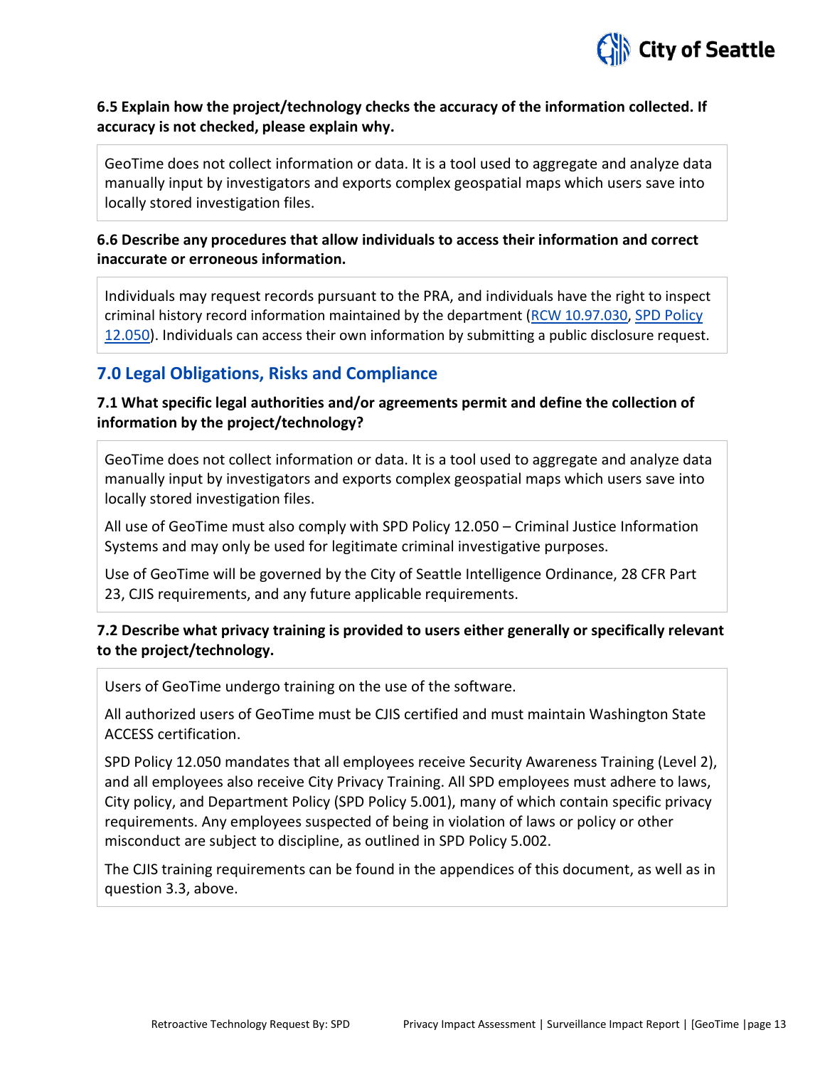**6.5 Explain how the project/technology checks the accuracy of the information collected. If accuracy is not checked, please explain why.**

GeoTime does not collect information or data. It is a tool used to aggregate and analyze data manually input by investigators and exports complex geospatial maps which users save into locally stored investigation files.

**6.6 Describe any procedures that allow individuals to access their information and correct inaccurate or erroneous information.**

Individuals may request records pursuant to the PRA, and individuals have the right to inspect criminal history record information maintained by the department (RCW 10.97.030, SPD Policy 12.050). Individuals can access their own information by submitting a public disclosure request.

## 7.0 Legal Obligations, Risks and Compliance

**7.1 What specific legal authorities and/or agreements permit and define the collection of information by the project/technology?**

GeoTime does not collect information or data. It is a tool used to aggregate and analyze data manually input by investigators and exports complex geospatial maps which users save into locally stored investigation files.

All use of GeoTime must also comply with SPD Policy 12.050 – Criminal Justice Information Systems and may only be used for legitimate criminal investigative purposes.

Use of GeoTime will be governed by the City of Seattle Intelligence Ordinance, 28 CFR Part 23, CJIS requirements, and any future applicable requirements.

**7.2 Describe what privacy training is provided to users either generally or specifically relevant to the project/technology.**

Users of GeoTime undergo training on the use of the software.

All authorized users of GeoTime must be CJIS certified and must maintain Washington State ACCESS certification.

SPD Policy 12.050 mandates that all employees receive Security Awareness Training (Level 2), and all employees also receive City Privacy Training. All SPD employees must adhere to laws, City policy, and Department Policy (SPD Policy 5.001), many of which contain specific privacy requirements. Any employees suspected of being in violation of laws or policy or other misconduct are subject to discipline, as outlined in SPD Policy 5.002.

The CJIS training requirements can be found in the appendices of this document, as well as in question 3.3, above.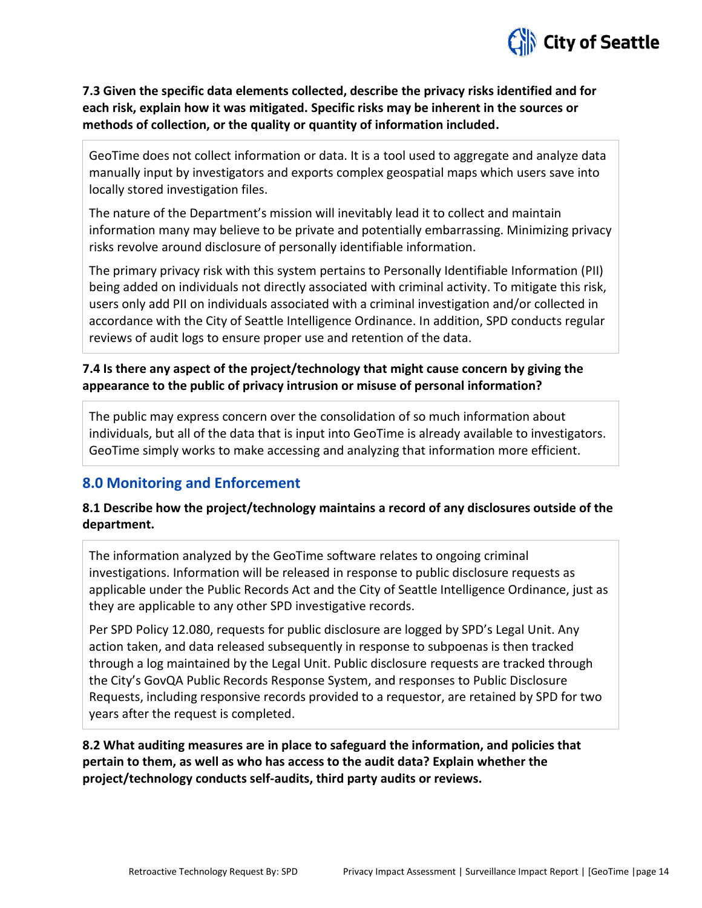**7.3 Given the specific data elements collected, describe the privacy risks identified and for each risk, explain how it was mitigated. Specific risks may be inherent in the sources or methods of collection, or the quality or quantity of information included.**

GeoTime does not collect information or data. It is a tool used to aggregate and analyze data manually input by investigators and exports complex geospatial maps which users save into locally stored investigation files.

The nature of the Department's mission will inevitably lead it to collect and maintain information many may believe to be private and potentially embarrassing. Minimizing privacy risks revolve around disclosure of personally identifiable information.

The primary privacy risk with this system pertains to Personally Identifiable Information (PII) being added on individuals not directly associated with criminal activity. To mitigate this risk, users only add PII on individuals associated with a criminal investigation and/or collected in accordance with the City of Seattle Intelligence Ordinance. In addition, SPD conducts regular reviews of audit logs to ensure proper use and retention of the data.

**7.4 Is there any aspect of the project/technology that might cause concern by giving the appearance to the public of privacy intrusion or misuse of personal information?**

The public may express concern over the consolidation of so much information about individuals, but all of the data that is input into GeoTime is already available to investigators. GeoTime simply works to make accessing and analyzing that information more efficient.

## 8.0 Monitoring and Enforcement

**8.1 Describe how the project/technology maintains a record of any disclosures outside of the department.**

The information analyzed by the GeoTime software relates to ongoing criminal investigations. Information will be released in response to public disclosure requests as applicable under the Public Records Act and the City of Seattle Intelligence Ordinance, just as they are applicable to any other SPD investigative records.

Per SPD Policy 12.080, requests for public disclosure are logged by SPD's Legal Unit. Any action taken, and data released subsequently in response to subpoenas is then tracked through a log maintained by the Legal Unit. Public disclosure requests are tracked through the City's GovQA Public Records Response System, and responses to Public Disclosure Requests, including responsive records provided to a requestor, are retained by SPD for two years after the request is completed.

**8.2 What auditing measures are in place to safeguard the information, and policies that pertain to them, as well as who has access to the audit data? Explain whether the project/technology conducts self-audits, third party audits or reviews.**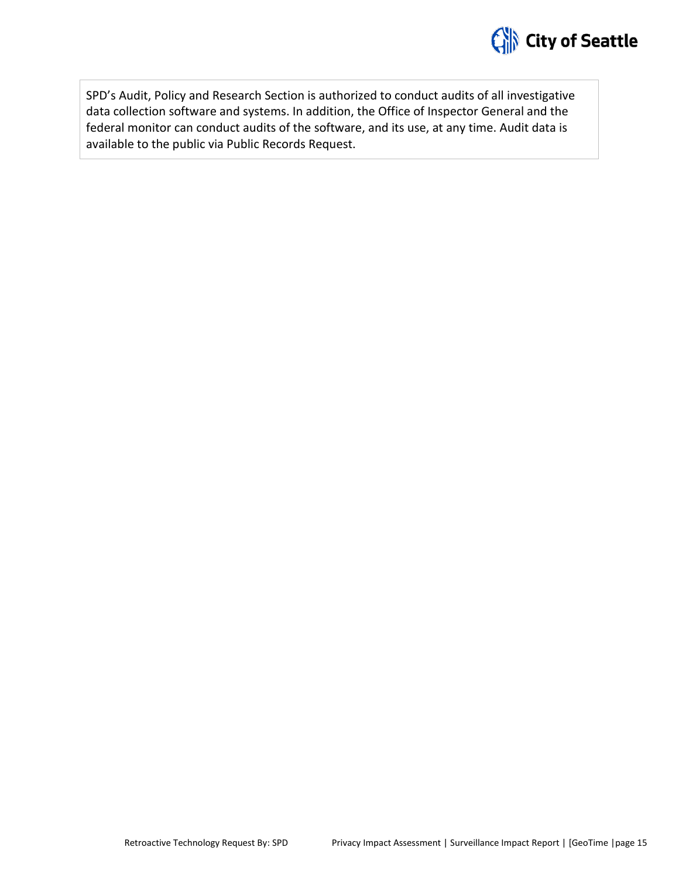SPD's Audit, Policy and Research Section is authorized to conduct audits of all investigative data collection software and systems. In addition, the Office of Inspector General and the federal monitor can conduct audits of the software, and its use, at any time. Audit data is available to the public via Public Records Request.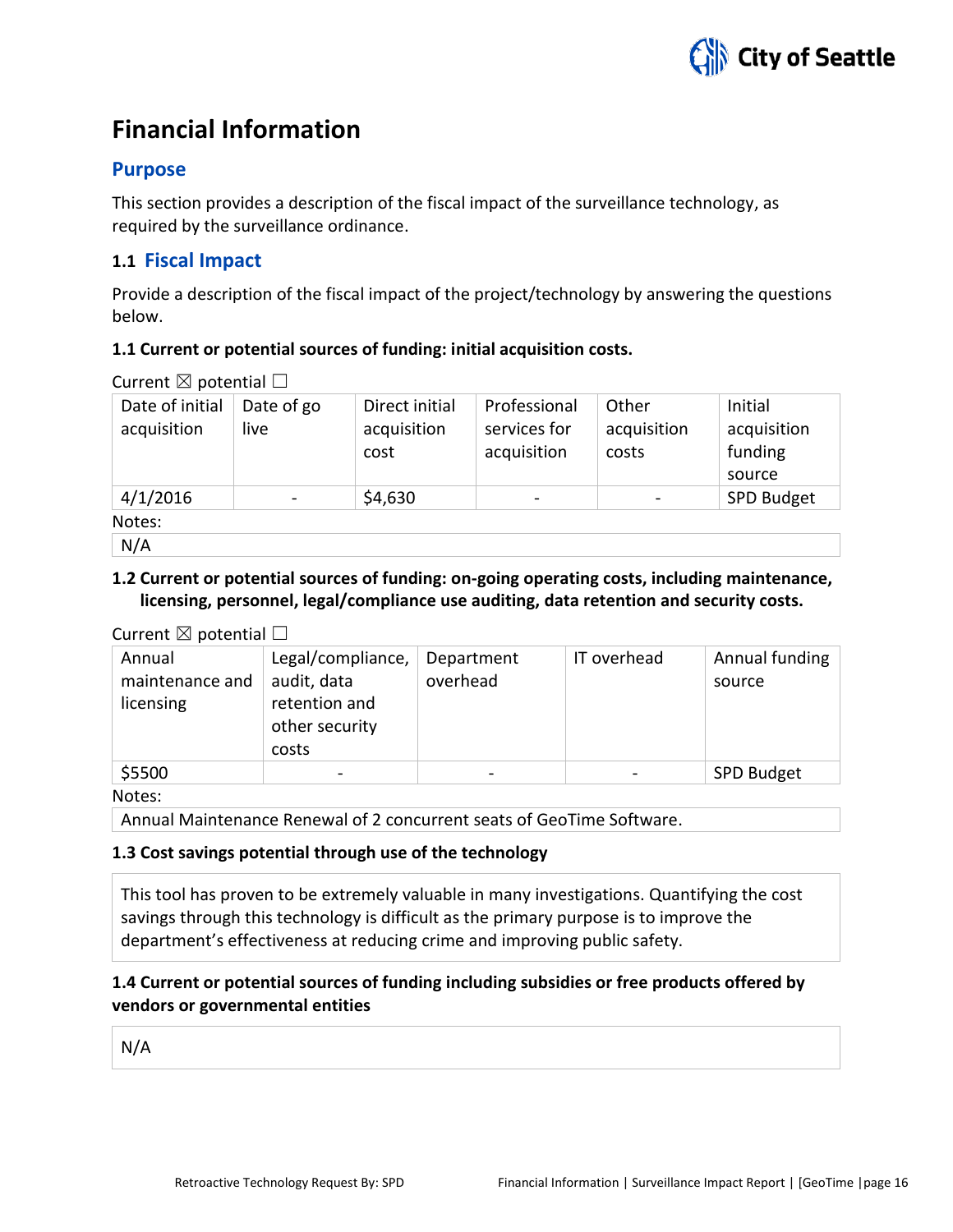# Financial Information

## Purpose

This section provides a description of the fiscal impact of the surveillance technology, as required by the surveillance ordinance.

### 1.1 Fiscal Impact

Provide a description of the fiscal impact of the project/technology by answering the questions below.

**1.1 Current or potential sources of funding: initial acquisition costs.**

Current ☒ potential ☐

| Date of initial acquisition | Date of go live | Direct initial acquisition cost | Professional services for acquisition | Other acquisition costs | Initial acquisition funding source |
|---|---|---|---|---|---|
| 4/1/2016 | - | $4,630 | - | - | SPD Budget |

Notes:

N/A

**1.2 Current or potential sources of funding: on-going operating costs, including maintenance, licensing, personnel, legal/compliance use auditing, data retention and security costs.**

Current ☒ potential ☐

| Annual maintenance and licensing | Legal/compliance, audit, data retention and other security costs | Department overhead | IT overhead | Annual funding source |
|---|---|---|---|---|
| $5500 | - | - | - | SPD Budget |

Notes:

Annual Maintenance Renewal of 2 concurrent seats of GeoTime Software.

**1.3 Cost savings potential through use of the technology**

This tool has proven to be extremely valuable in many investigations. Quantifying the cost savings through this technology is difficult as the primary purpose is to improve the department's effectiveness at reducing crime and improving public safety.

**1.4 Current or potential sources of funding including subsidies or free products offered by vendors or governmental entities**

N/A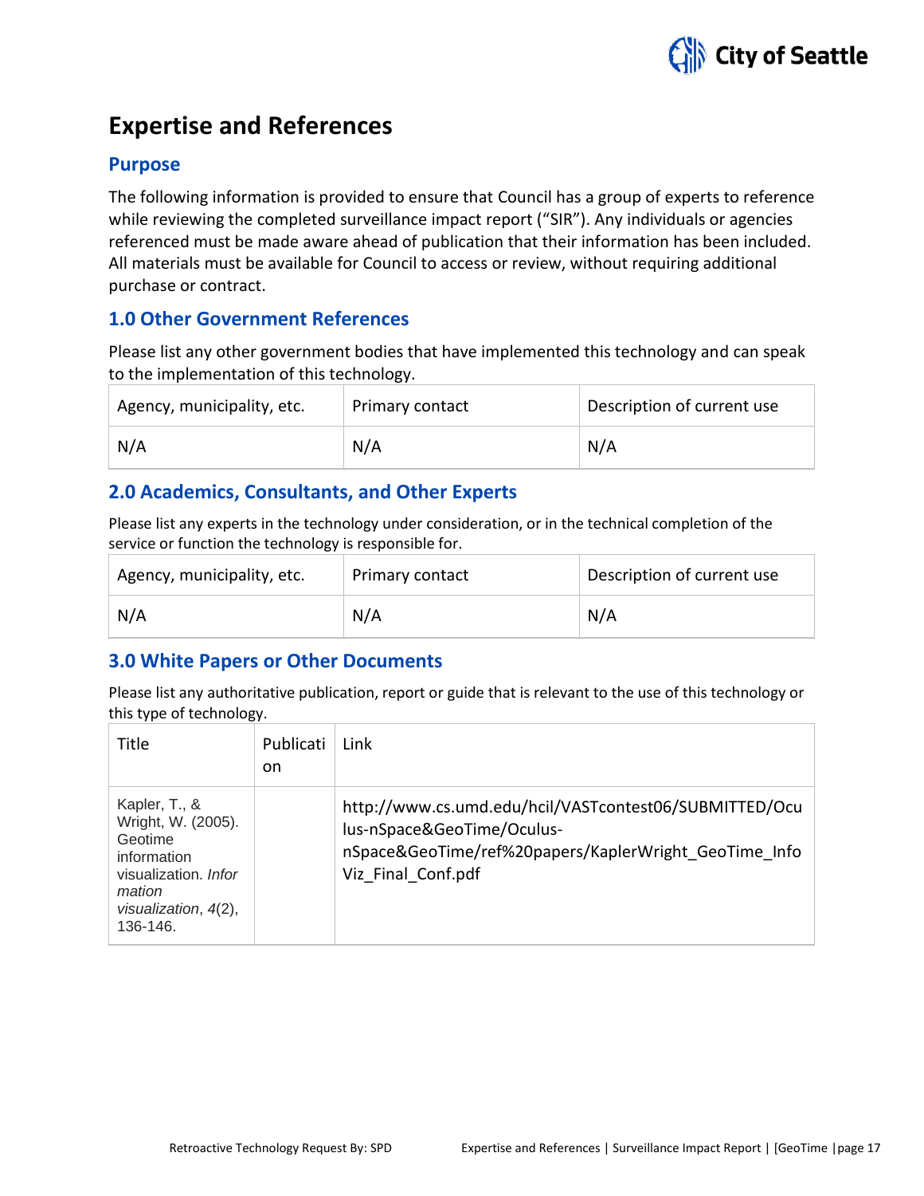# Expertise and References

## Purpose

The following information is provided to ensure that Council has a group of experts to reference while reviewing the completed surveillance impact report ("SIR"). Any individuals or agencies referenced must be made aware ahead of publication that their information has been included. All materials must be available for Council to access or review, without requiring additional purchase or contract.

## 1.0 Other Government References

Please list any other government bodies that have implemented this technology and can speak to the implementation of this technology.

| Agency, municipality, etc. | Primary contact | Description of current use |
|---|---|---|
| N/A | N/A | N/A |

## 2.0 Academics, Consultants, and Other Experts

Please list any experts in the technology under consideration, or in the technical completion of the service or function the technology is responsible for.

| Agency, municipality, etc. | Primary contact | Description of current use |
|---|---|---|
| N/A | N/A | N/A |

## 3.0 White Papers or Other Documents

Please list any authoritative publication, report or guide that is relevant to the use of this technology or this type of technology.

| Title | Publication | Link |
|---|---|---|
| Kapler, T., & Wright, W. (2005). Geotime information visualization. *Information visualization*, *4*(2), 136-146. | | http://www.cs.umd.edu/hcil/VASTcontest06/SUBMITTED/Oculus-nSpace&GeoTime/Oculus-nSpace&GeoTime/ref%20papers/KaplerWright_GeoTime_InfoViz_Final_Conf.pdf |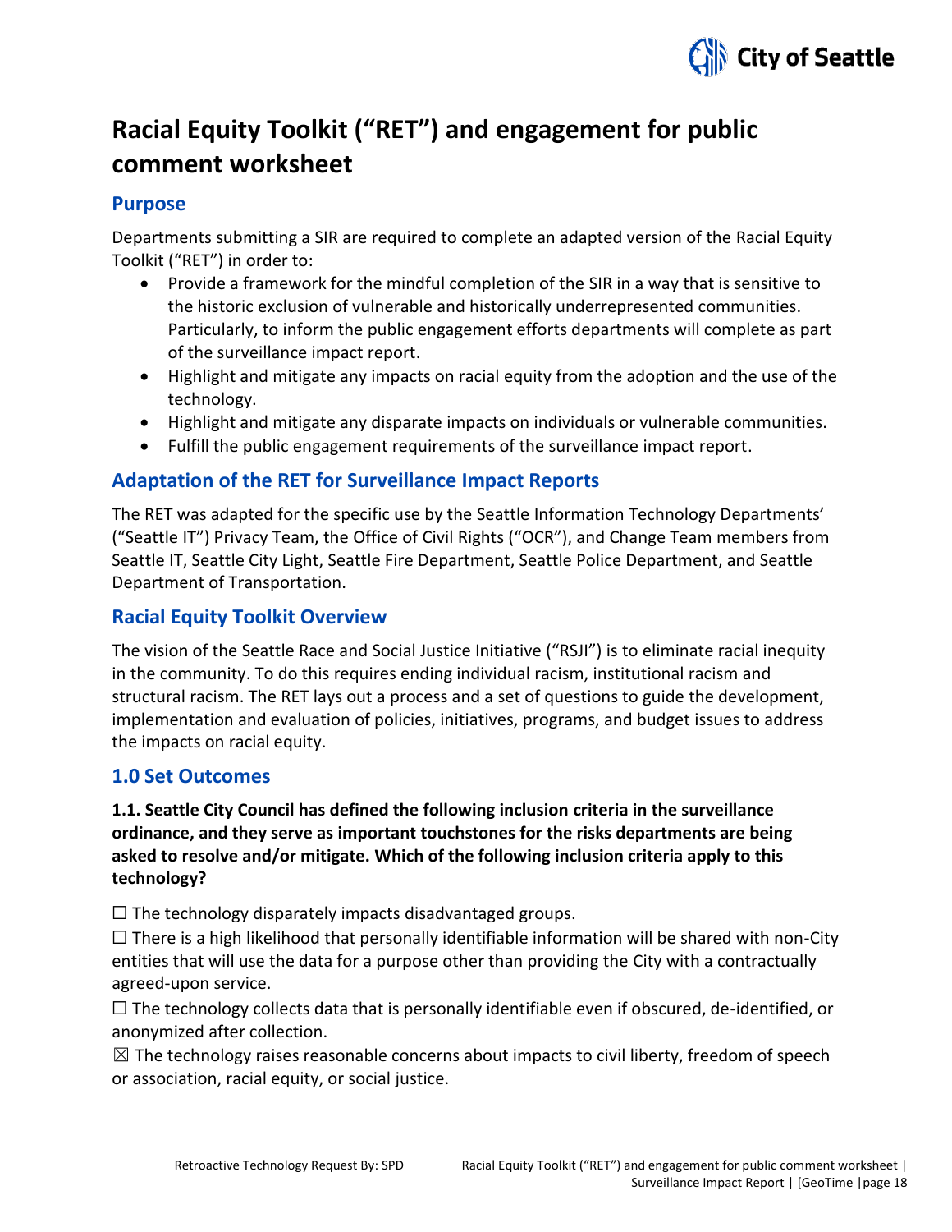# Racial Equity Toolkit ("RET") and engagement for public comment worksheet

## Purpose

Departments submitting a SIR are required to complete an adapted version of the Racial Equity Toolkit ("RET") in order to:

- Provide a framework for the mindful completion of the SIR in a way that is sensitive to the historic exclusion of vulnerable and historically underrepresented communities. Particularly, to inform the public engagement efforts departments will complete as part of the surveillance impact report.
- Highlight and mitigate any impacts on racial equity from the adoption and the use of the technology.
- Highlight and mitigate any disparate impacts on individuals or vulnerable communities.
- Fulfill the public engagement requirements of the surveillance impact report.

## Adaptation of the RET for Surveillance Impact Reports

The RET was adapted for the specific use by the Seattle Information Technology Departments' ("Seattle IT") Privacy Team, the Office of Civil Rights ("OCR"), and Change Team members from Seattle IT, Seattle City Light, Seattle Fire Department, Seattle Police Department, and Seattle Department of Transportation.

## Racial Equity Toolkit Overview

The vision of the Seattle Race and Social Justice Initiative ("RSJI") is to eliminate racial inequity in the community. To do this requires ending individual racism, institutional racism and structural racism. The RET lays out a process and a set of questions to guide the development, implementation and evaluation of policies, initiatives, programs, and budget issues to address the impacts on racial equity.

## 1.0 Set Outcomes

**1.1. Seattle City Council has defined the following inclusion criteria in the surveillance ordinance, and they serve as important touchstones for the risks departments are being asked to resolve and/or mitigate. Which of the following inclusion criteria apply to this technology?**

☐ The technology disparately impacts disadvantaged groups.

☐ There is a high likelihood that personally identifiable information will be shared with non-City entities that will use the data for a purpose other than providing the City with a contractually agreed-upon service.

☐ The technology collects data that is personally identifiable even if obscured, de-identified, or anonymized after collection.

☒ The technology raises reasonable concerns about impacts to civil liberty, freedom of speech or association, racial equity, or social justice.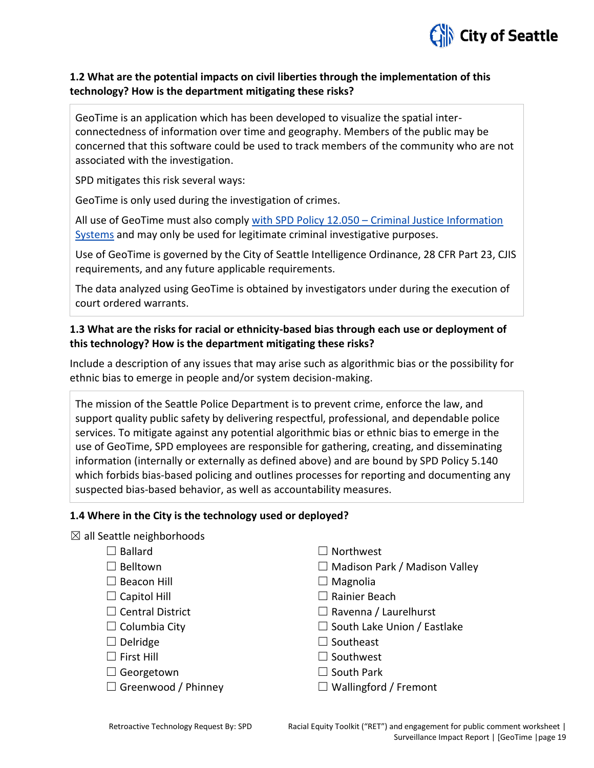### 1.2 What are the potential impacts on civil liberties through the implementation of this technology? How is the department mitigating these risks?

GeoTime is an application which has been developed to visualize the spatial inter-connectedness of information over time and geography. Members of the public may be concerned that this software could be used to track members of the community who are not associated with the investigation.

SPD mitigates this risk several ways:

GeoTime is only used during the investigation of crimes.

All use of GeoTime must also comply with SPD Policy 12.050 – Criminal Justice Information Systems and may only be used for legitimate criminal investigative purposes.

Use of GeoTime is governed by the City of Seattle Intelligence Ordinance, 28 CFR Part 23, CJIS requirements, and any future applicable requirements.

The data analyzed using GeoTime is obtained by investigators under during the execution of court ordered warrants.

### 1.3 What are the risks for racial or ethnicity-based bias through each use or deployment of this technology? How is the department mitigating these risks?

Include a description of any issues that may arise such as algorithmic bias or the possibility for ethnic bias to emerge in people and/or system decision-making.

The mission of the Seattle Police Department is to prevent crime, enforce the law, and support quality public safety by delivering respectful, professional, and dependable police services. To mitigate against any potential algorithmic bias or ethnic bias to emerge in the use of GeoTime, SPD employees are responsible for gathering, creating, and disseminating information (internally or externally as defined above) and are bound by SPD Policy 5.140 which forbids bias-based policing and outlines processes for reporting and documenting any suspected bias-based behavior, as well as accountability measures.

### 1.4 Where in the City is the technology used or deployed?

☒ all Seattle neighborhoods

- ☐ Ballard
- ☐ Belltown
- ☐ Beacon Hill
- ☐ Capitol Hill
- ☐ Central District
- ☐ Columbia City
- ☐ Delridge
- ☐ First Hill
- ☐ Georgetown
- ☐ Greenwood / Phinney
- ☐ Northwest
- ☐ Madison Park / Madison Valley
- ☐ Magnolia
- ☐ Rainier Beach
- ☐ Ravenna / Laurelhurst
- ☐ South Lake Union / Eastlake
- ☐ Southeast
- ☐ Southwest
- ☐ South Park
- ☐ Wallingford / Fremont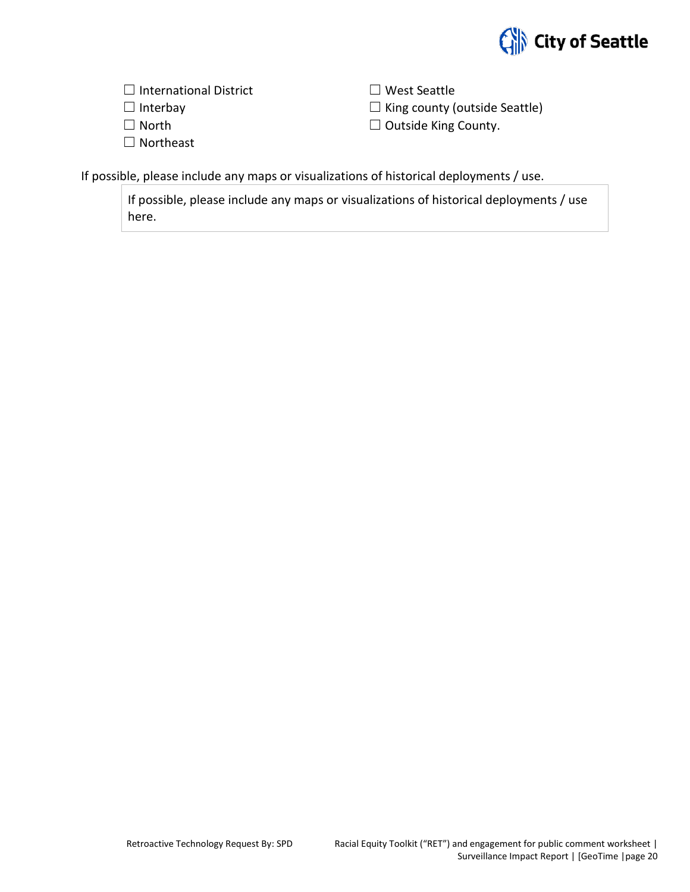- ☐ International District
- ☐ Interbay
- ☐ North
- ☐ Northeast
- ☐ West Seattle
- ☐ King county (outside Seattle)
- ☐ Outside King County.

If possible, please include any maps or visualizations of historical deployments / use.

| If possible, please include any maps or visualizations of historical deployments / use here. |
|---|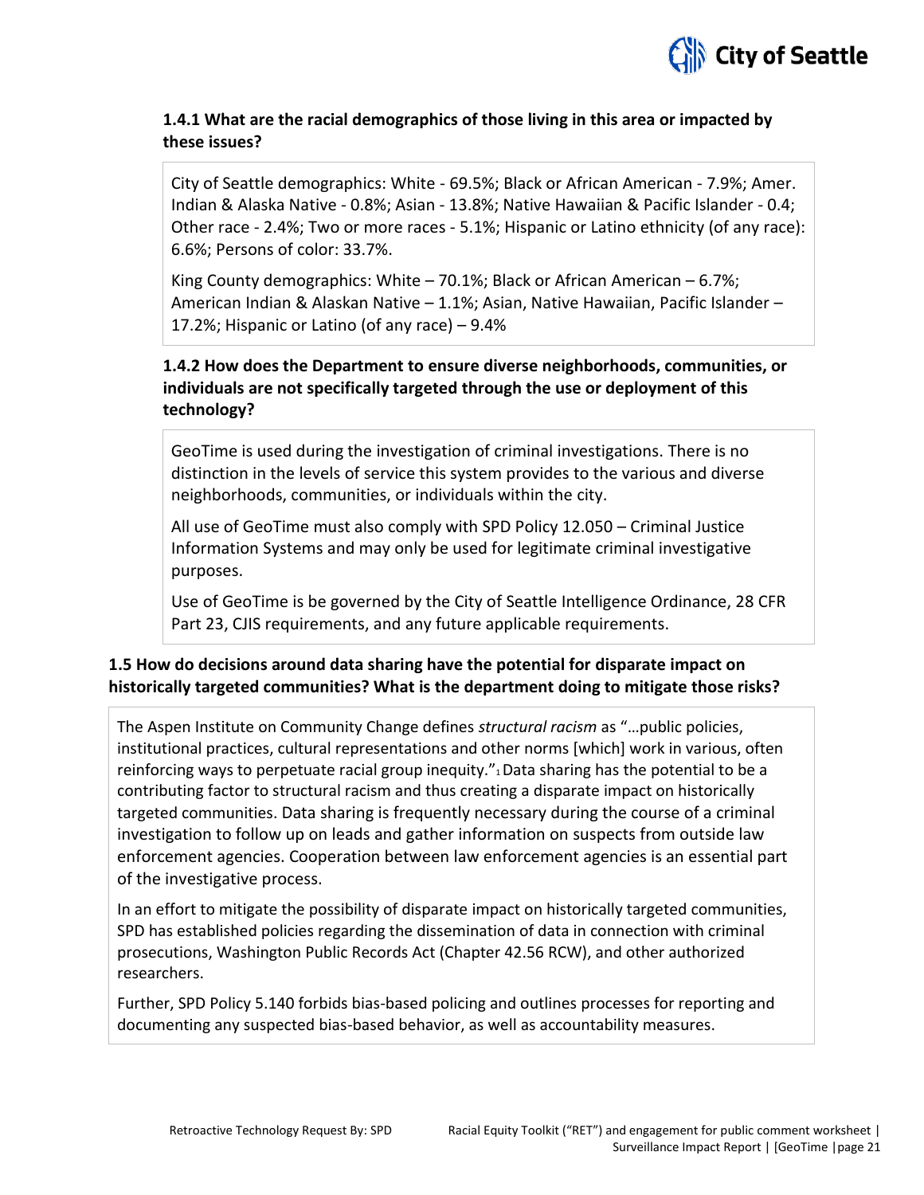### 1.4.1 What are the racial demographics of those living in this area or impacted by these issues?

City of Seattle demographics: White - 69.5%; Black or African American - 7.9%; Amer. Indian & Alaska Native - 0.8%; Asian - 13.8%; Native Hawaiian & Pacific Islander - 0.4; Other race - 2.4%; Two or more races - 5.1%; Hispanic or Latino ethnicity (of any race): 6.6%; Persons of color: 33.7%.

King County demographics: White – 70.1%; Black or African American – 6.7%; American Indian & Alaskan Native – 1.1%; Asian, Native Hawaiian, Pacific Islander – 17.2%; Hispanic or Latino (of any race) – 9.4%

### 1.4.2 How does the Department to ensure diverse neighborhoods, communities, or individuals are not specifically targeted through the use or deployment of this technology?

GeoTime is used during the investigation of criminal investigations. There is no distinction in the levels of service this system provides to the various and diverse neighborhoods, communities, or individuals within the city.

All use of GeoTime must also comply with SPD Policy 12.050 – Criminal Justice Information Systems and may only be used for legitimate criminal investigative purposes.

Use of GeoTime is be governed by the City of Seattle Intelligence Ordinance, 28 CFR Part 23, CJIS requirements, and any future applicable requirements.

### 1.5 How do decisions around data sharing have the potential for disparate impact on historically targeted communities? What is the department doing to mitigate those risks?

The Aspen Institute on Community Change defines *structural racism* as "…public policies, institutional practices, cultural representations and other norms [which] work in various, often reinforcing ways to perpetuate racial group inequity."[1] Data sharing has the potential to be a contributing factor to structural racism and thus creating a disparate impact on historically targeted communities. Data sharing is frequently necessary during the course of a criminal investigation to follow up on leads and gather information on suspects from outside law enforcement agencies. Cooperation between law enforcement agencies is an essential part of the investigative process.

In an effort to mitigate the possibility of disparate impact on historically targeted communities, SPD has established policies regarding the dissemination of data in connection with criminal prosecutions, Washington Public Records Act (Chapter 42.56 RCW), and other authorized researchers.

Further, SPD Policy 5.140 forbids bias-based policing and outlines processes for reporting and documenting any suspected bias-based behavior, as well as accountability measures.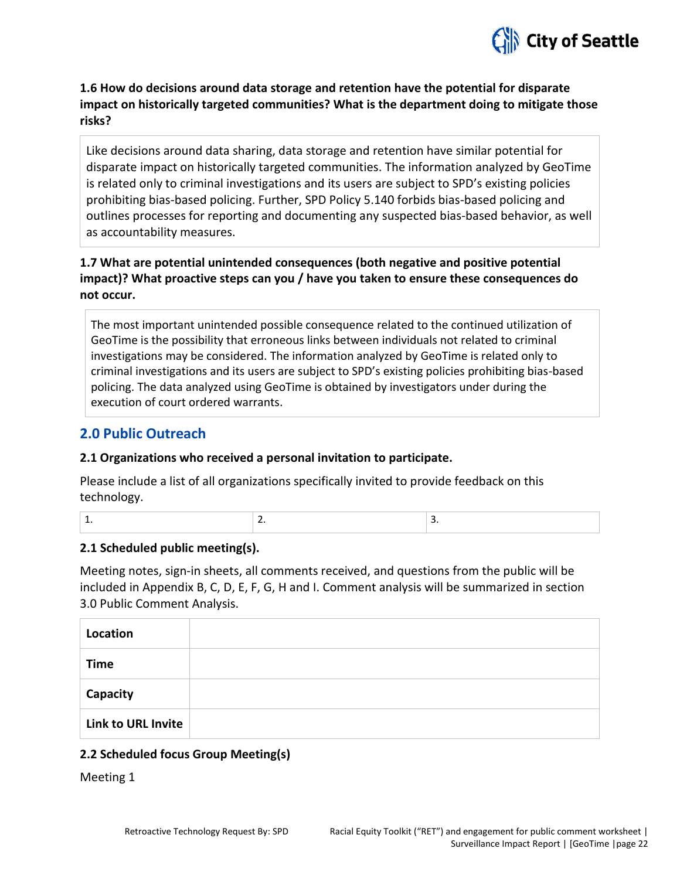**1.6 How do decisions around data storage and retention have the potential for disparate impact on historically targeted communities? What is the department doing to mitigate those risks?**

Like decisions around data sharing, data storage and retention have similar potential for disparate impact on historically targeted communities. The information analyzed by GeoTime is related only to criminal investigations and its users are subject to SPD's existing policies prohibiting bias-based policing. Further, SPD Policy 5.140 forbids bias-based policing and outlines processes for reporting and documenting any suspected bias-based behavior, as well as accountability measures.

**1.7 What are potential unintended consequences (both negative and positive potential impact)? What proactive steps can you / have you taken to ensure these consequences do not occur.**

The most important unintended possible consequence related to the continued utilization of GeoTime is the possibility that erroneous links between individuals not related to criminal investigations may be considered. The information analyzed by GeoTime is related only to criminal investigations and its users are subject to SPD's existing policies prohibiting bias-based policing. The data analyzed using GeoTime is obtained by investigators under during the execution of court ordered warrants.

## 2.0 Public Outreach

**2.1 Organizations who received a personal invitation to participate.**

Please include a list of all organizations specifically invited to provide feedback on this technology.

| 1. | 2. | 3. |
|---|---|---|

**2.1 Scheduled public meeting(s).**

Meeting notes, sign-in sheets, all comments received, and questions from the public will be included in Appendix B, C, D, E, F, G, H and I. Comment analysis will be summarized in section 3.0 Public Comment Analysis.

| | |
|---|---|
| **Location** | |
| **Time** | |
| **Capacity** | |
| **Link to URL Invite** | |

**2.2 Scheduled focus Group Meeting(s)**

Meeting 1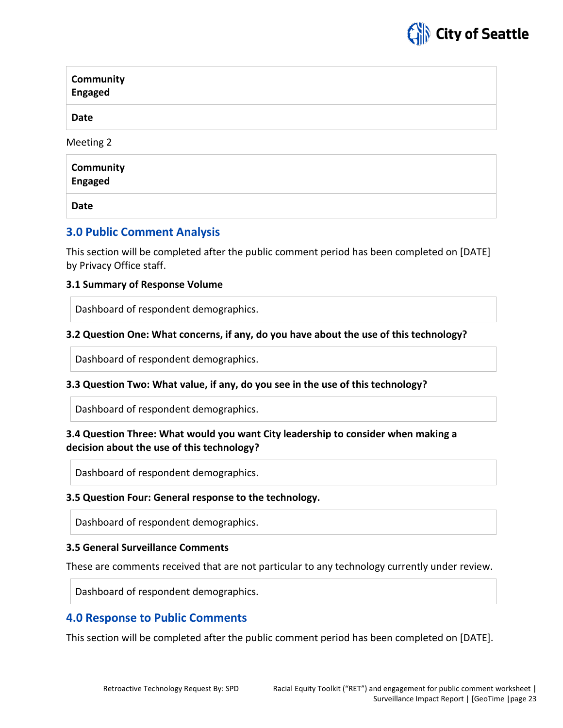| Community Engaged | |
|---|---|
| Date | |

Meeting 2

| Community Engaged | |
|---|---|
| Date | |

## 3.0 Public Comment Analysis

This section will be completed after the public comment period has been completed on [DATE] by Privacy Office staff.

### 3.1 Summary of Response Volume

| Dashboard of respondent demographics. |
|---|

### 3.2 Question One: What concerns, if any, do you have about the use of this technology?

| Dashboard of respondent demographics. |
|---|

### 3.3 Question Two: What value, if any, do you see in the use of this technology?

| Dashboard of respondent demographics. |
|---|

### 3.4 Question Three: What would you want City leadership to consider when making a decision about the use of this technology?

| Dashboard of respondent demographics. |
|---|

### 3.5 Question Four: General response to the technology.

| Dashboard of respondent demographics. |
|---|

### 3.5 General Surveillance Comments

These are comments received that are not particular to any technology currently under review.

| Dashboard of respondent demographics. |
|---|

## 4.0 Response to Public Comments

This section will be completed after the public comment period has been completed on [DATE].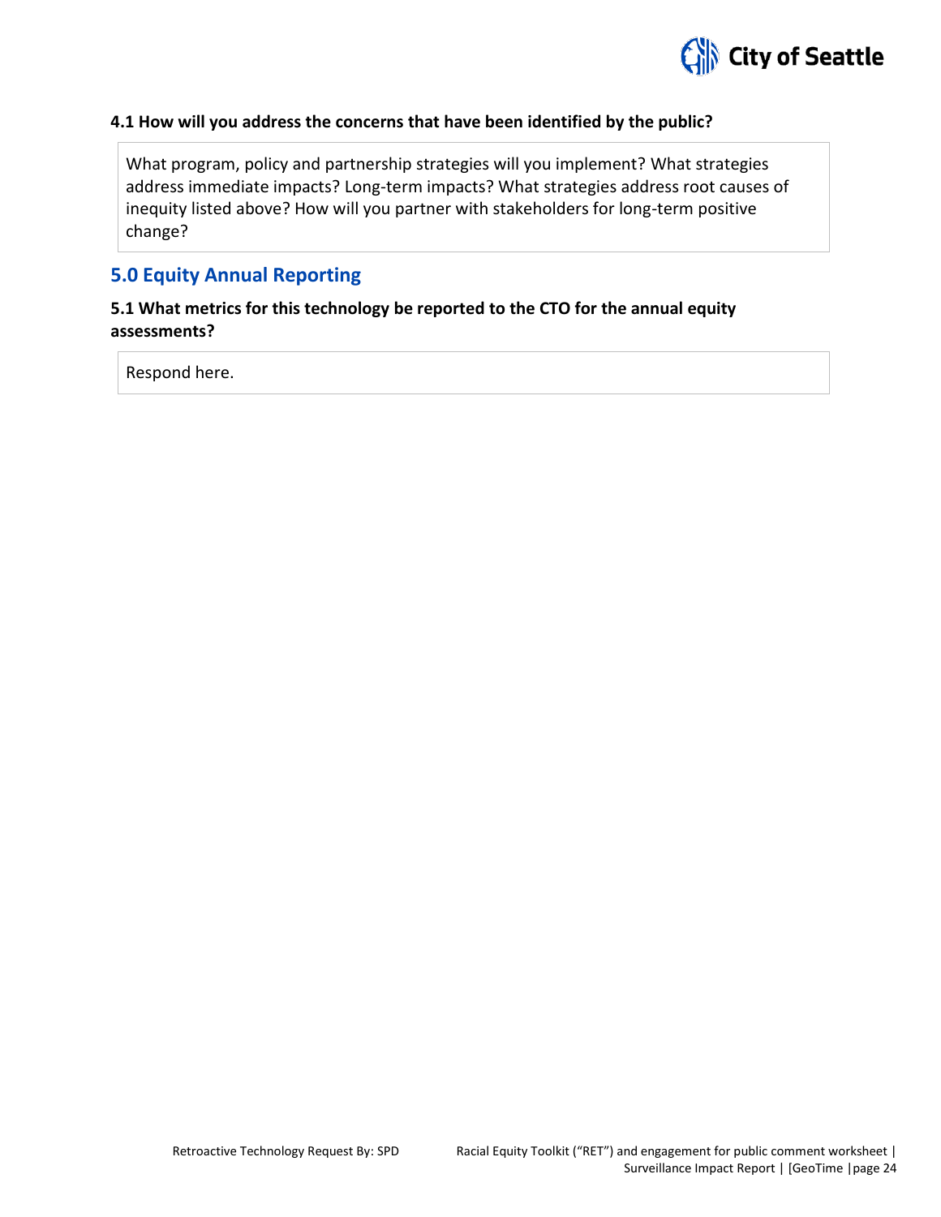**4.1 How will you address the concerns that have been identified by the public?**

What program, policy and partnership strategies will you implement? What strategies address immediate impacts? Long-term impacts? What strategies address root causes of inequity listed above? How will you partner with stakeholders for long-term positive change?

## 5.0 Equity Annual Reporting

**5.1 What metrics for this technology be reported to the CTO for the annual equity assessments?**

Respond here.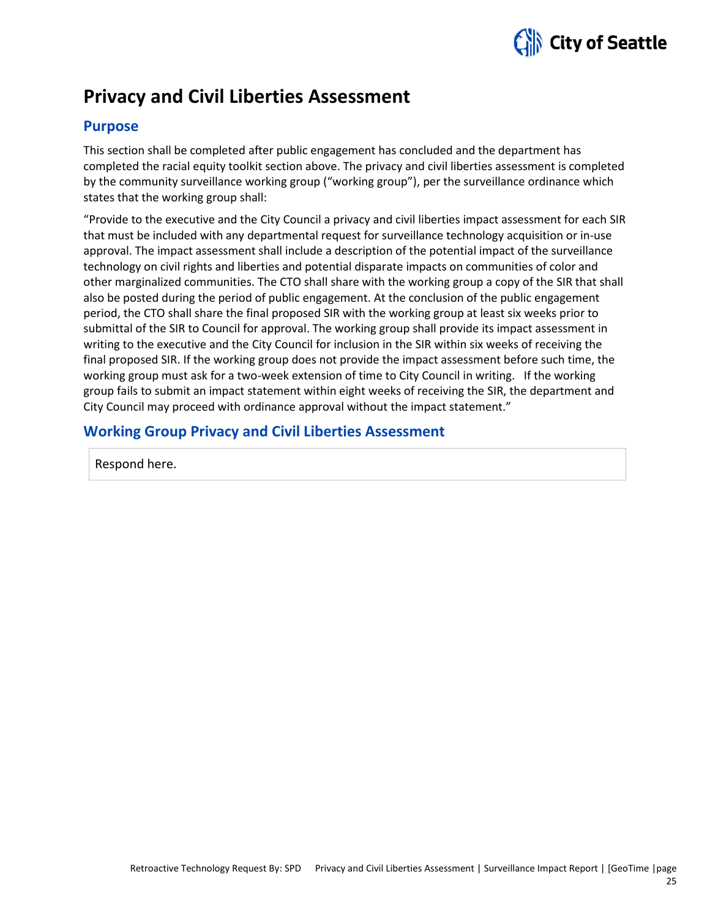# Privacy and Civil Liberties Assessment

## Purpose

This section shall be completed after public engagement has concluded and the department has completed the racial equity toolkit section above. The privacy and civil liberties assessment is completed by the community surveillance working group ("working group"), per the surveillance ordinance which states that the working group shall:

"Provide to the executive and the City Council a privacy and civil liberties impact assessment for each SIR that must be included with any departmental request for surveillance technology acquisition or in-use approval. The impact assessment shall include a description of the potential impact of the surveillance technology on civil rights and liberties and potential disparate impacts on communities of color and other marginalized communities. The CTO shall share with the working group a copy of the SIR that shall also be posted during the period of public engagement. At the conclusion of the public engagement period, the CTO shall share the final proposed SIR with the working group at least six weeks prior to submittal of the SIR to Council for approval. The working group shall provide its impact assessment in writing to the executive and the City Council for inclusion in the SIR within six weeks of receiving the final proposed SIR. If the working group does not provide the impact assessment before such time, the working group must ask for a two-week extension of time to City Council in writing. If the working group fails to submit an impact statement within eight weeks of receiving the SIR, the department and City Council may proceed with ordinance approval without the impact statement."

## Working Group Privacy and Civil Liberties Assessment

Respond here.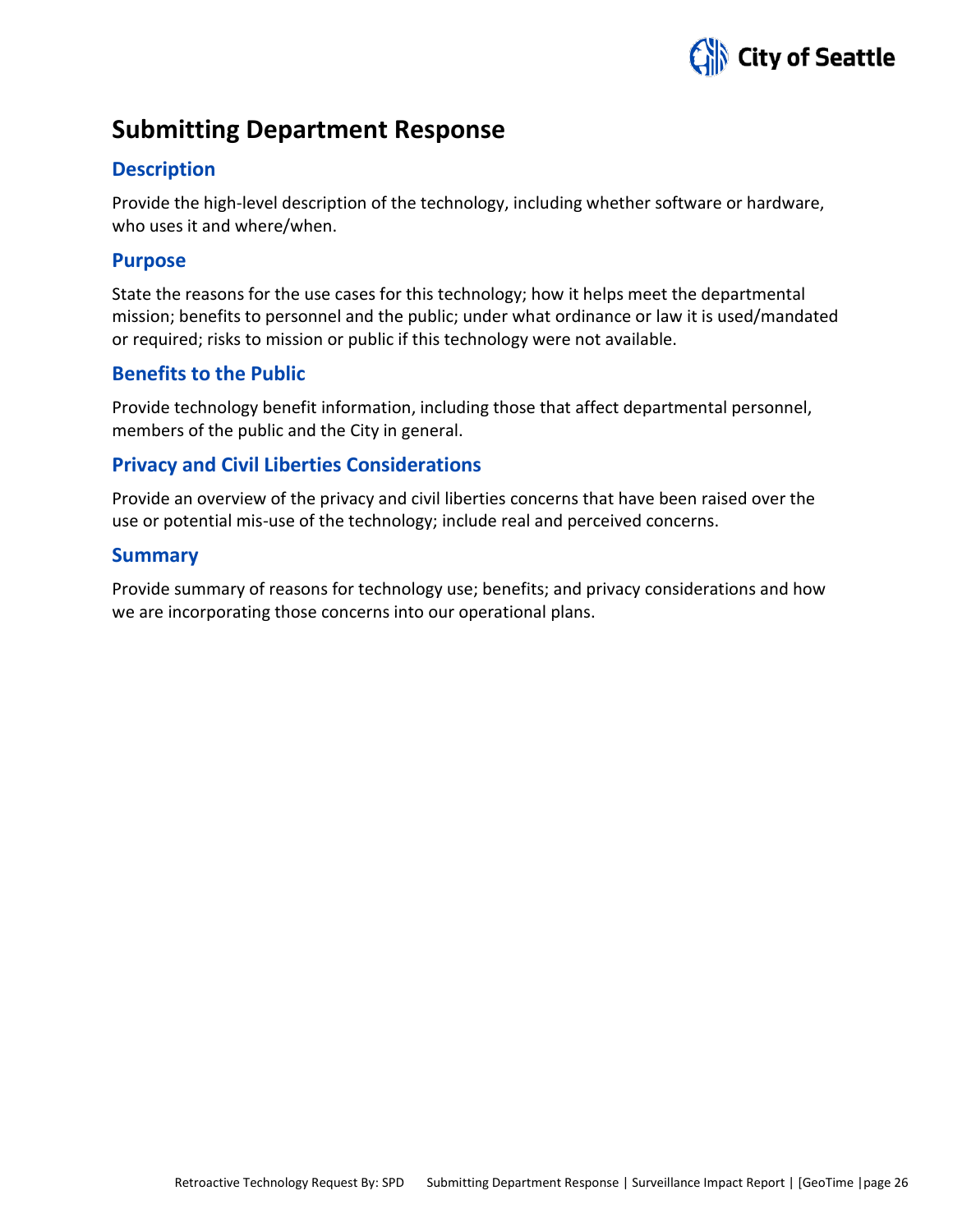# Submitting Department Response

## Description

Provide the high-level description of the technology, including whether software or hardware, who uses it and where/when.

## Purpose

State the reasons for the use cases for this technology; how it helps meet the departmental mission; benefits to personnel and the public; under what ordinance or law it is used/mandated or required; risks to mission or public if this technology were not available.

## Benefits to the Public

Provide technology benefit information, including those that affect departmental personnel, members of the public and the City in general.

## Privacy and Civil Liberties Considerations

Provide an overview of the privacy and civil liberties concerns that have been raised over the use or potential mis-use of the technology; include real and perceived concerns.

## Summary

Provide summary of reasons for technology use; benefits; and privacy considerations and how we are incorporating those concerns into our operational plans.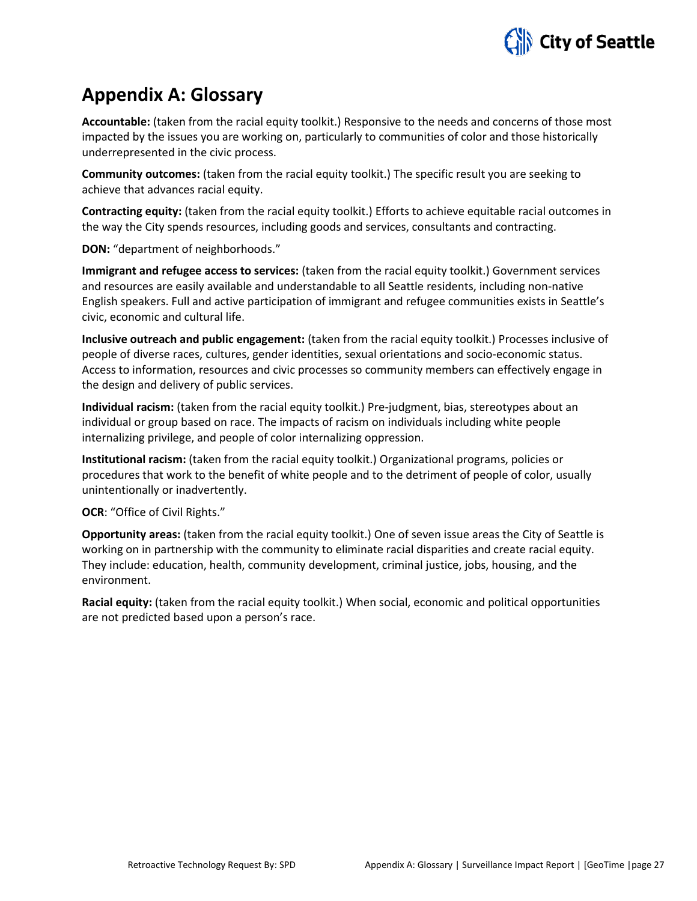## Appendix A: Glossary

**Accountable:** (taken from the racial equity toolkit.) Responsive to the needs and concerns of those most impacted by the issues you are working on, particularly to communities of color and those historically underrepresented in the civic process.

**Community outcomes:** (taken from the racial equity toolkit.) The specific result you are seeking to achieve that advances racial equity.

**Contracting equity:** (taken from the racial equity toolkit.) Efforts to achieve equitable racial outcomes in the way the City spends resources, including goods and services, consultants and contracting.

**DON:** "department of neighborhoods."

**Immigrant and refugee access to services:** (taken from the racial equity toolkit.) Government services and resources are easily available and understandable to all Seattle residents, including non-native English speakers. Full and active participation of immigrant and refugee communities exists in Seattle's civic, economic and cultural life.

**Inclusive outreach and public engagement:** (taken from the racial equity toolkit.) Processes inclusive of people of diverse races, cultures, gender identities, sexual orientations and socio-economic status. Access to information, resources and civic processes so community members can effectively engage in the design and delivery of public services.

**Individual racism:** (taken from the racial equity toolkit.) Pre-judgment, bias, stereotypes about an individual or group based on race. The impacts of racism on individuals including white people internalizing privilege, and people of color internalizing oppression.

**Institutional racism:** (taken from the racial equity toolkit.) Organizational programs, policies or procedures that work to the benefit of white people and to the detriment of people of color, usually unintentionally or inadvertently.

**OCR**: "Office of Civil Rights."

**Opportunity areas:** (taken from the racial equity toolkit.) One of seven issue areas the City of Seattle is working on in partnership with the community to eliminate racial disparities and create racial equity. They include: education, health, community development, criminal justice, jobs, housing, and the environment.

**Racial equity:** (taken from the racial equity toolkit.) When social, economic and political opportunities are not predicted based upon a person's race.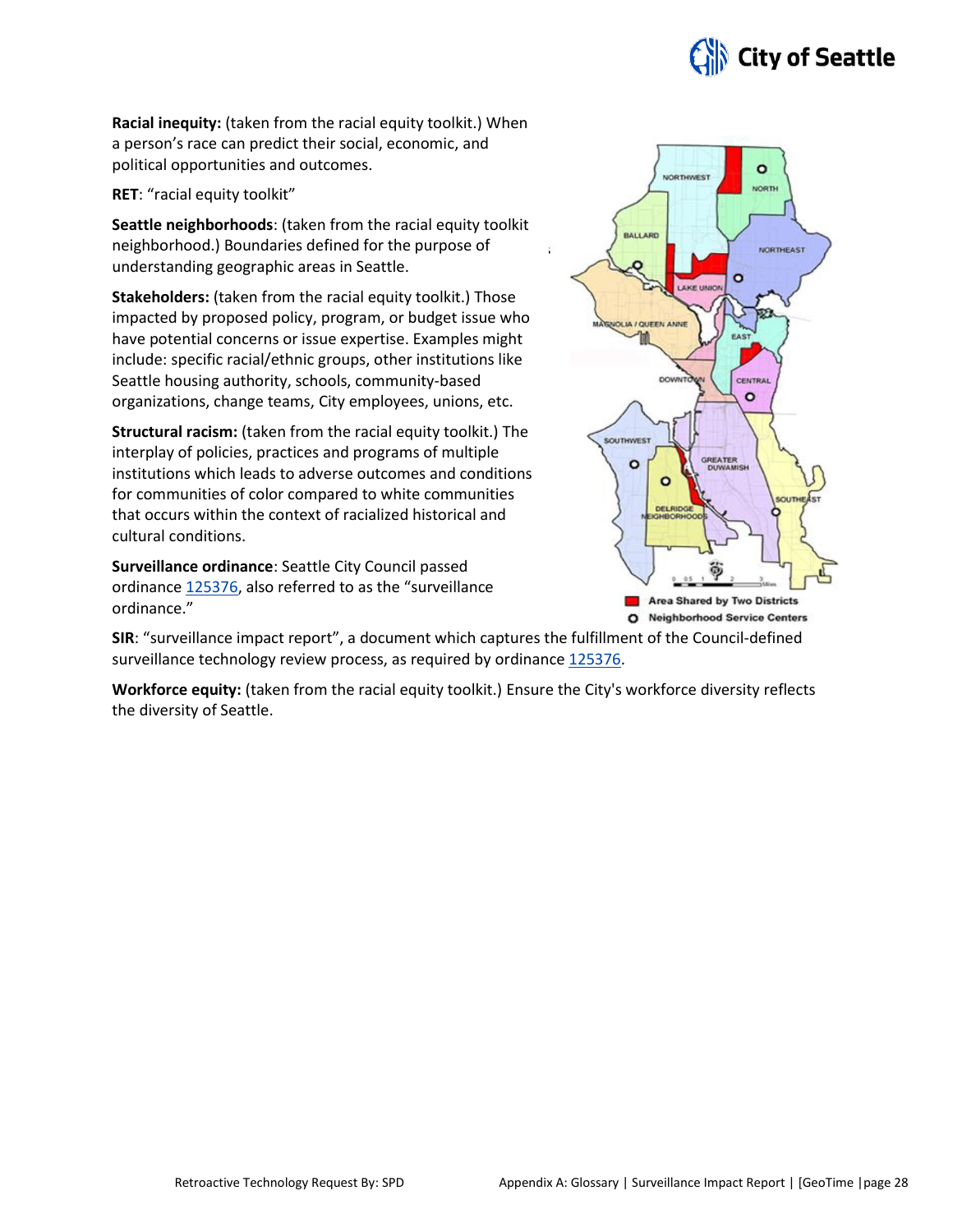**Racial inequity:** (taken from the racial equity toolkit.) When a person's race can predict their social, economic, and political opportunities and outcomes.

**RET**: "racial equity toolkit"

**Seattle neighborhoods**: (taken from the racial equity toolkit neighborhood.) Boundaries defined for the purpose of understanding geographic areas in Seattle.

**Stakeholders:** (taken from the racial equity toolkit.) Those impacted by proposed policy, program, or budget issue who have potential concerns or issue expertise. Examples might include: specific racial/ethnic groups, other institutions like Seattle housing authority, schools, community-based organizations, change teams, City employees, unions, etc.

**Structural racism:** (taken from the racial equity toolkit.) The interplay of policies, practices and programs of multiple institutions which leads to adverse outcomes and conditions for communities of color compared to white communities that occurs within the context of racialized historical and cultural conditions.

**Surveillance ordinance**: Seattle City Council passed ordinance 125376, also referred to as the "surveillance ordinance."

**SIR**: "surveillance impact report", a document which captures the fulfillment of the Council-defined surveillance technology review process, as required by ordinance 125376.

**Workforce equity:** (taken from the racial equity toolkit.) Ensure the City's workforce diversity reflects the diversity of Seattle.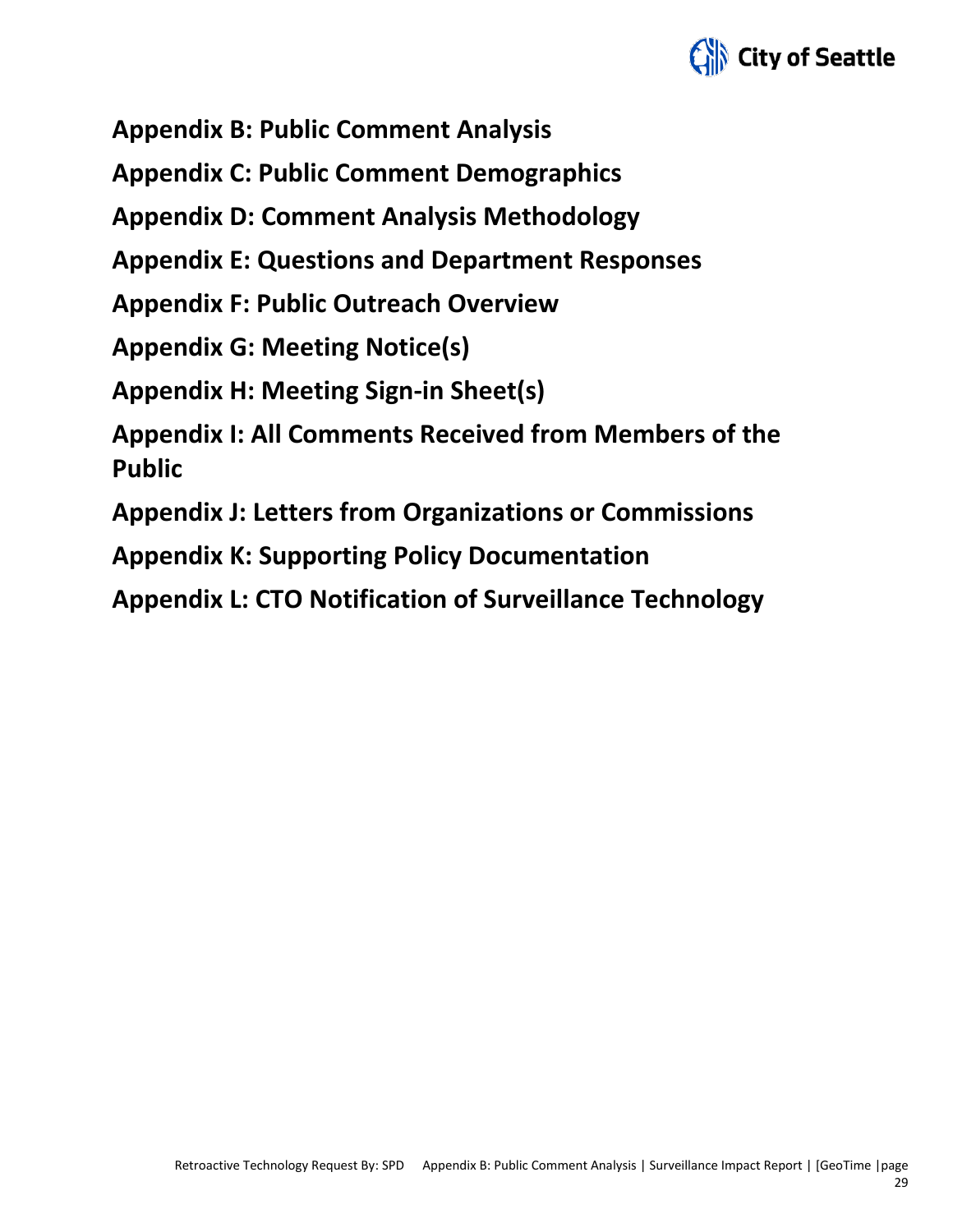## Appendix B: Public Comment Analysis

## Appendix C: Public Comment Demographics

## Appendix D: Comment Analysis Methodology

## Appendix E: Questions and Department Responses

## Appendix F: Public Outreach Overview

## Appendix G: Meeting Notice(s)

## Appendix H: Meeting Sign-in Sheet(s)

## Appendix I: All Comments Received from Members of the Public

## Appendix J: Letters from Organizations or Commissions

## Appendix K: Supporting Policy Documentation

## Appendix L: CTO Notification of Surveillance Technology